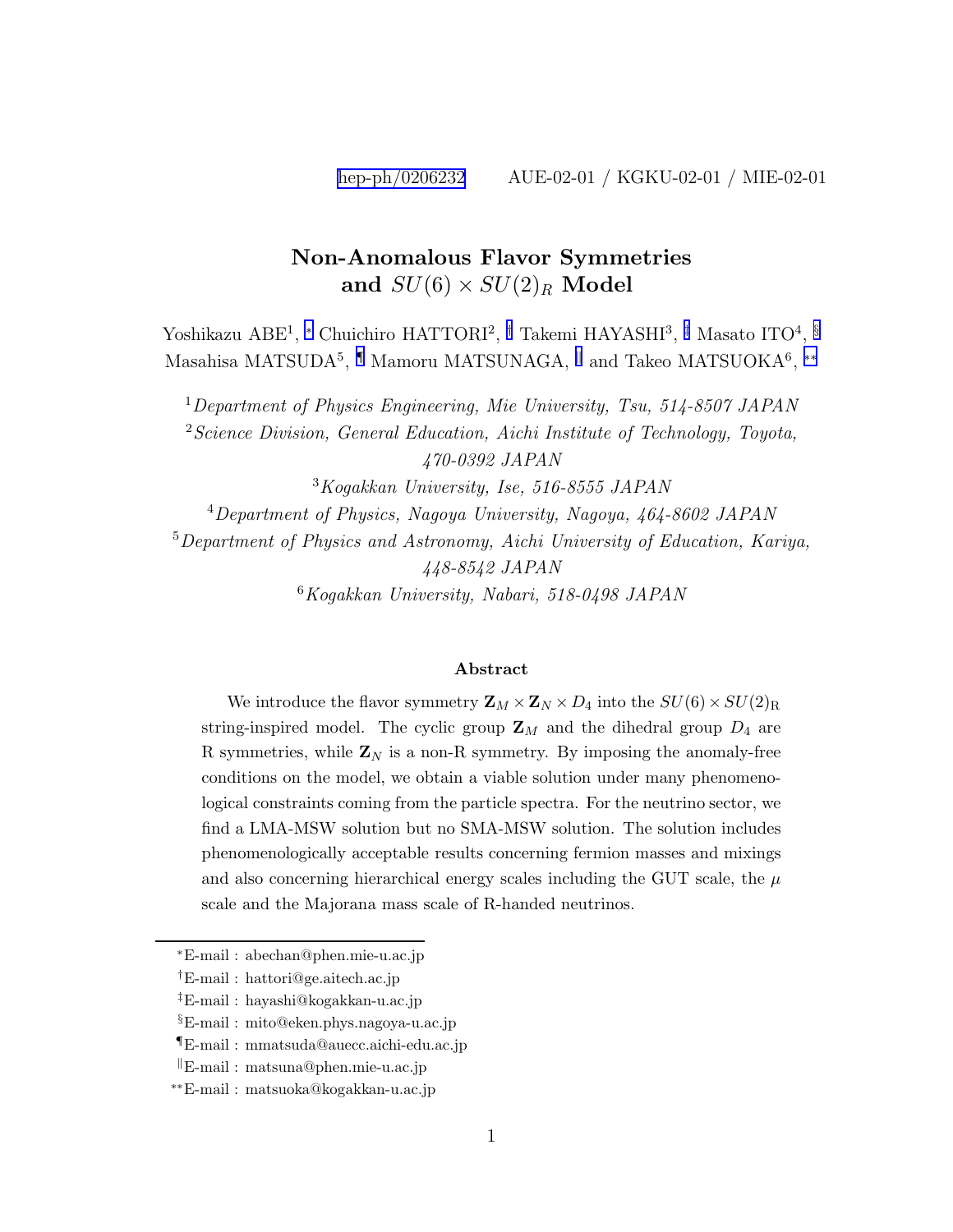hep-ph/0206232 AUE-02-01 / KGKU-02-01 / MIE-02-01

# Non-Anomalous Flavor Symmetries and $SU(6) \times SU(2)_R$ Model

Yoshikazu ABE[1], [*] Chuichiro HATTORI[2], [†] Takemi HAYASHI[3], [‡] Masato ITO[4], [§] Masahisa MATSUDA[5], [¶] Mamoru MATSUNAGA, [‖] and Takeo MATSUOKA[6], [**]

[1] *Department of Physics Engineering, Mie University, Tsu, 514-8507 JAPAN*

[2] *Science Division, General Education, Aichi Institute of Technology, Toyota, 470-0392 JAPAN*

[3] *Kogakkan University, Ise, 516-8555 JAPAN*

[4] *Department of Physics, Nagoya University, Nagoya, 464-8602 JAPAN*

[5] *Department of Physics and Astronomy, Aichi University of Education, Kariya, 448-8542 JAPAN*

[6] *Kogakkan University, Nabari, 518-0498 JAPAN*

### Abstract

We introduce the flavor symmetry $\mathbf{Z}_M \times \mathbf{Z}_N \times D_4$ into the $SU(6) \times SU(2)_{\rm R}$ string-inspired model. The cyclic group $\mathbf{Z}_M$ and the dihedral group $D_4$ are R symmetries, while $\mathbf{Z}_N$ is a non-R symmetry. By imposing the anomaly-free conditions on the model, we obtain a viable solution under many phenomenological constraints coming from the particle spectra. For the neutrino sector, we find a LMA-MSW solution but no SMA-MSW solution. The solution includes phenomenologically acceptable results concerning fermion masses and mixings and also concerning hierarchical energy scales including the GUT scale, the $\mu$ scale and the Majorana mass scale of R-handed neutrinos.

---

[*] E-mail : abechan@phen.mie-u.ac.jp

[†] E-mail : hattori@ge.aitech.ac.jp

[‡] E-mail : hayashi@kogakkan-u.ac.jp

[§] E-mail : mito@eken.phys.nagoya-u.ac.jp

[¶] E-mail : mmatsuda@auecc.aichi-edu.ac.jp

[‖] E-mail : matsuna@phen.mie-u.ac.jp

[**] E-mail : matsuoka@kogakkan-u.ac.jp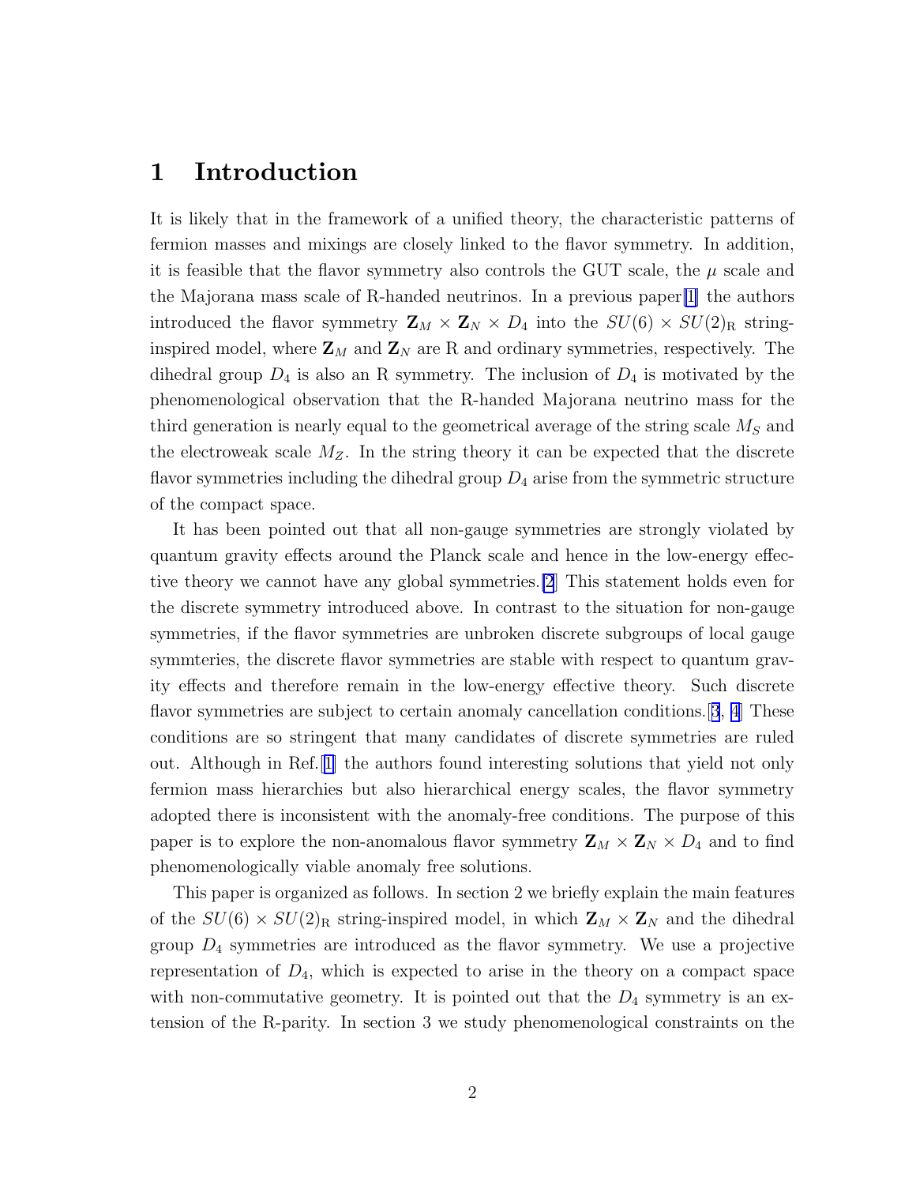# 1 Introduction

It is likely that in the framework of a unified theory, the characteristic patterns of fermion masses and mixings are closely linked to the flavor symmetry. In addition, it is feasible that the flavor symmetry also controls the GUT scale, the $\mu$ scale and the Majorana mass scale of R-handed neutrinos. In a previous paper[1] the authors introduced the flavor symmetry $\mathbf{Z}_M \times \mathbf{Z}_N \times D_4$ into the $SU(6) \times SU(2)_\mathrm{R}$ string-inspired model, where $\mathbf{Z}_M$ and $\mathbf{Z}_N$ are R and ordinary symmetries, respectively. The dihedral group $D_4$ is also an R symmetry. The inclusion of $D_4$ is motivated by the phenomenological observation that the R-handed Majorana neutrino mass for the third generation is nearly equal to the geometrical average of the string scale $M_S$ and the electroweak scale $M_Z$. In the string theory it can be expected that the discrete flavor symmetries including the dihedral group $D_4$ arise from the symmetric structure of the compact space.

It has been pointed out that all non-gauge symmetries are strongly violated by quantum gravity effects around the Planck scale and hence in the low-energy effective theory we cannot have any global symmetries.[2] This statement holds even for the discrete symmetry introduced above. In contrast to the situation for non-gauge symmetries, if the flavor symmetries are unbroken discrete subgroups of local gauge symmteries, the discrete flavor symmetries are stable with respect to quantum gravity effects and therefore remain in the low-energy effective theory. Such discrete flavor symmetries are subject to certain anomaly cancellation conditions.[3, 4] These conditions are so stringent that many candidates of discrete symmetries are ruled out. Although in Ref.[1] the authors found interesting solutions that yield not only fermion mass hierarchies but also hierarchical energy scales, the flavor symmetry adopted there is inconsistent with the anomaly-free conditions. The purpose of this paper is to explore the non-anomalous flavor symmetry $\mathbf{Z}_M \times \mathbf{Z}_N \times D_4$ and to find phenomenologically viable anomaly free solutions.

This paper is organized as follows. In section 2 we briefly explain the main features of the $SU(6) \times SU(2)_\mathrm{R}$ string-inspired model, in which $\mathbf{Z}_M \times \mathbf{Z}_N$ and the dihedral group $D_4$ symmetries are introduced as the flavor symmetry. We use a projective representation of $D_4$, which is expected to arise in the theory on a compact space with non-commutative geometry. It is pointed out that the $D_4$ symmetry is an extension of the R-parity. In section 3 we study phenomenological constraints on the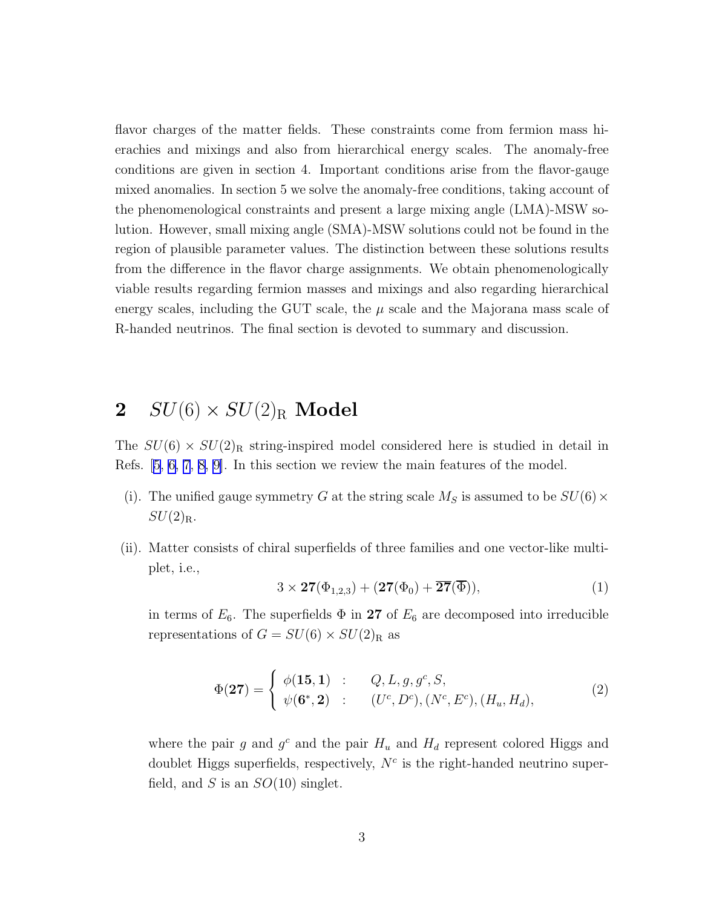flavor charges of the matter fields. These constraints come from fermion mass hierachies and mixings and also from hierarchical energy scales. The anomaly-free conditions are given in section 4. Important conditions arise from the flavor-gauge mixed anomalies. In section 5 we solve the anomaly-free conditions, taking account of the phenomenological constraints and present a large mixing angle (LMA)-MSW solution. However, small mixing angle (SMA)-MSW solutions could not be found in the region of plausible parameter values. The distinction between these solutions results from the difference in the flavor charge assignments. We obtain phenomenologically viable results regarding fermion masses and mixings and also regarding hierarchical energy scales, including the GUT scale, the $\mu$ scale and the Majorana mass scale of R-handed neutrinos. The final section is devoted to summary and discussion.

## 2 $SU(6) \times SU(2)_{\rm R}$ Model

The $SU(6) \times SU(2)_{\rm R}$ string-inspired model considered here is studied in detail in Refs. [5, 6, 7, 8, 9]. In this section we review the main features of the model.

(i). The unified gauge symmetry $G$ at the string scale $M_S$ is assumed to be $SU(6) \times SU(2)_{\rm R}$.

(ii). Matter consists of chiral superfields of three families and one vector-like multiplet, i.e.,

$$3 \times \mathbf{27}(\Phi_{1,2,3}) + (\mathbf{27}(\Phi_0) + \overline{\mathbf{27}}(\overline{\Phi})), \tag{1}$$

in terms of $E_6$. The superfields $\Phi$ in $\mathbf{27}$ of $E_6$ are decomposed into irreducible representations of $G = SU(6) \times SU(2)_{\rm R}$ as

$$\Phi(\mathbf{27}) = \begin{cases} \phi(\mathbf{15}, \mathbf{1}) & : \quad Q, L, g, g^c, S, \\ \psi(\mathbf{6}^*, \mathbf{2}) & : \quad (U^c, D^c), (N^c, E^c), (H_u, H_d), \end{cases} \tag{2}$$

where the pair $g$ and $g^c$ and the pair $H_u$ and $H_d$ represent colored Higgs and doublet Higgs superfields, respectively, $N^c$ is the right-handed neutrino superfield, and $S$ is an $SO(10)$ singlet.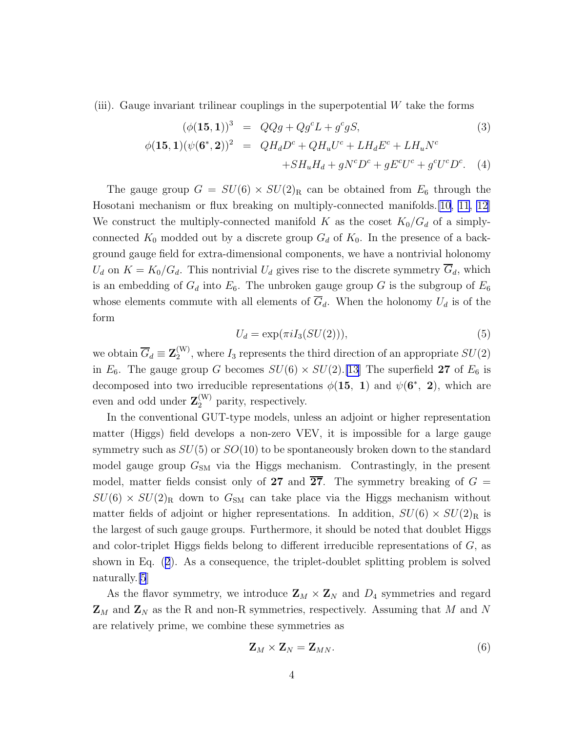(iii). Gauge invariant trilinear couplings in the superpotential $W$ take the forms

$$
\begin{aligned}
(\phi(\mathbf{15},\mathbf{1}))^3 &= QQg + Qg^cL + g^cgS, & (3)\\
\phi(\mathbf{15},\mathbf{1})(\psi(\mathbf{6}^*,\mathbf{2}))^2 &= QH_dD^c + QH_uU^c + LH_dE^c + LH_uN^c \\
&\quad + SH_uH_d + gN^cD^c + gE^cU^c + g^cU^cD^c. & (4)
\end{aligned}
$$

The gauge group $G = SU(6) \times SU(2)_{\mathrm{R}}$ can be obtained from $E_6$ through the Hosotani mechanism or flux breaking on multiply-connected manifolds.[10, 11, 12] We construct the multiply-connected manifold $K$ as the coset $K_0/G_d$ of a simply-connected $K_0$ modded out by a discrete group $G_d$ of $K_0$. In the presence of a background gauge field for extra-dimensional components, we have a nontrivial holonomy $U_d$ on $K = K_0/G_d$. This nontrivial $U_d$ gives rise to the discrete symmetry $\overline{G}_d$, which is an embedding of $G_d$ into $E_6$. The unbroken gauge group $G$ is the subgroup of $E_6$ whose elements commute with all elements of $\overline{G}_d$. When the holonomy $U_d$ is of the form

$$
U_d = \exp(\pi i I_3(SU(2))), \tag{5}
$$

we obtain $\overline{G}_d \equiv \mathbf{Z}_2^{(\mathrm{W})}$, where $I_3$ represents the third direction of an appropriate $SU(2)$ in $E_6$. The gauge group $G$ becomes $SU(6) \times SU(2)$.[13] The superfield $\mathbf{27}$ of $E_6$ is decomposed into two irreducible representations $\phi(\mathbf{15},\ \mathbf{1})$ and $\psi(\mathbf{6}^*,\ \mathbf{2})$, which are even and odd under $\mathbf{Z}_2^{(\mathrm{W})}$ parity, respectively.

In the conventional GUT-type models, unless an adjoint or higher representation matter (Higgs) field develops a non-zero VEV, it is impossible for a large gauge symmetry such as $SU(5)$ or $SO(10)$ to be spontaneously broken down to the standard model gauge group $G_{\mathrm{SM}}$ via the Higgs mechanism. Contrastingly, in the present model, matter fields consist only of $\mathbf{27}$ and $\overline{\mathbf{27}}$. The symmetry breaking of $G = SU(6) \times SU(2)_{\mathrm{R}}$ down to $G_{\mathrm{SM}}$ can take place via the Higgs mechanism without matter fields of adjoint or higher representations. In addition, $SU(6) \times SU(2)_{\mathrm{R}}$ is the largest of such gauge groups. Furthermore, it should be noted that doublet Higgs and color-triplet Higgs fields belong to different irreducible representations of $G$, as shown in Eq. (2). As a consequence, the triplet-doublet splitting problem is solved naturally.[5]

As the flavor symmetry, we introduce $\mathbf{Z}_M \times \mathbf{Z}_N$ and $D_4$ symmetries and regard $\mathbf{Z}_M$ and $\mathbf{Z}_N$ as the R and non-R symmetries, respectively. Assuming that $M$ and $N$ are relatively prime, we combine these symmetries as

$$
\mathbf{Z}_M \times \mathbf{Z}_N = \mathbf{Z}_{MN}. \tag{6}
$$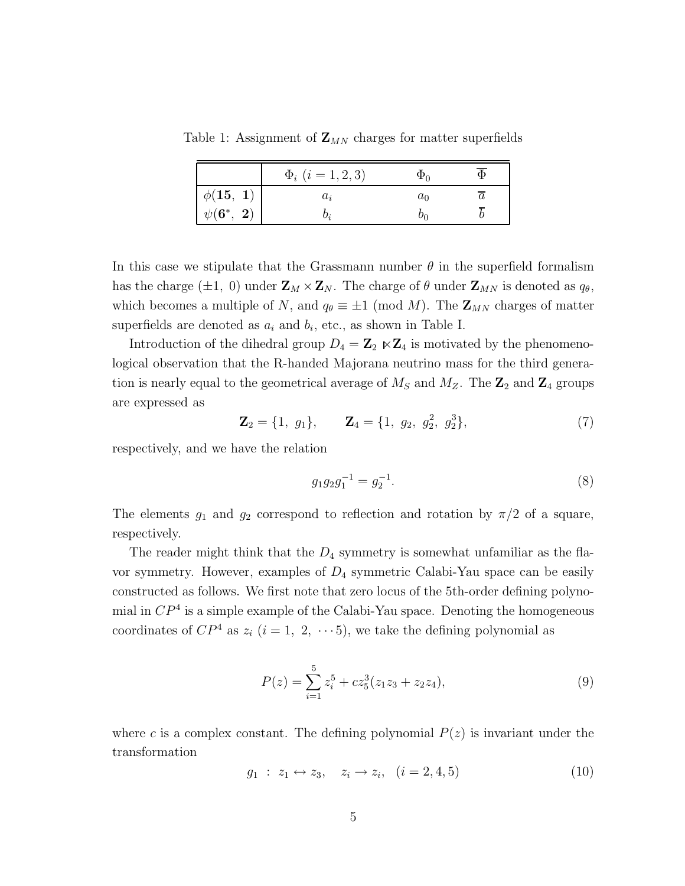Table 1: Assignment of $\mathbf{Z}_{MN}$ charges for matter superfields

| | $\Phi_i$ $(i=1,2,3)$ | $\Phi_0$ | $\overline{\Phi}$ |
|---|---|---|---|
| $\phi(\mathbf{15},\ \mathbf{1})$ | $a_i$ | $a_0$ | $\overline{a}$ |
| $\psi(\mathbf{6}^*,\ \mathbf{2})$ | $b_i$ | $b_0$ | $\overline{b}$ |

In this case we stipulate that the Grassmann number $\theta$ in the superfield formalism has the charge $(\pm 1,\ 0)$ under $\mathbf{Z}_M \times \mathbf{Z}_N$. The charge of $\theta$ under $\mathbf{Z}_{MN}$ is denoted as $q_\theta$, which becomes a multiple of $N$, and $q_\theta \equiv \pm 1 \pmod{M}$. The $\mathbf{Z}_{MN}$ charges of matter superfields are denoted as $a_i$ and $b_i$, etc., as shown in Table I.

Introduction of the dihedral group $D_4 = \mathbf{Z}_2 \ltimes \mathbf{Z}_4$ is motivated by the phenomenological observation that the R-handed Majorana neutrino mass for the third generation is nearly equal to the geometrical average of $M_S$ and $M_Z$. The $\mathbf{Z}_2$ and $\mathbf{Z}_4$ groups are expressed as

$$\mathbf{Z}_2 = \{1,\ g_1\}, \qquad \mathbf{Z}_4 = \{1,\ g_2,\ g_2^2,\ g_2^3\}, \tag{7}$$

respectively, and we have the relation

$$g_1 g_2 g_1^{-1} = g_2^{-1}. \tag{8}$$

The elements $g_1$ and $g_2$ correspond to reflection and rotation by $\pi/2$ of a square, respectively.

The reader might think that the $D_4$ symmetry is somewhat unfamiliar as the flavor symmetry. However, examples of $D_4$ symmetric Calabi-Yau space can be easily constructed as follows. We first note that zero locus of the 5th-order defining polynomial in $CP^4$ is a simple example of the Calabi-Yau space. Denoting the homogeneous coordinates of $CP^4$ as $z_i$ $(i = 1,\ 2,\ \cdots 5)$, we take the defining polynomial as

$$P(z) = \sum_{i=1}^{5} z_i^5 + c z_5^3 (z_1 z_3 + z_2 z_4), \tag{9}$$

where $c$ is a complex constant. The defining polynomial $P(z)$ is invariant under the transformation

$$g_1 \ :\ z_1 \leftrightarrow z_3, \quad z_i \to z_i, \quad (i = 2, 4, 5) \tag{10}$$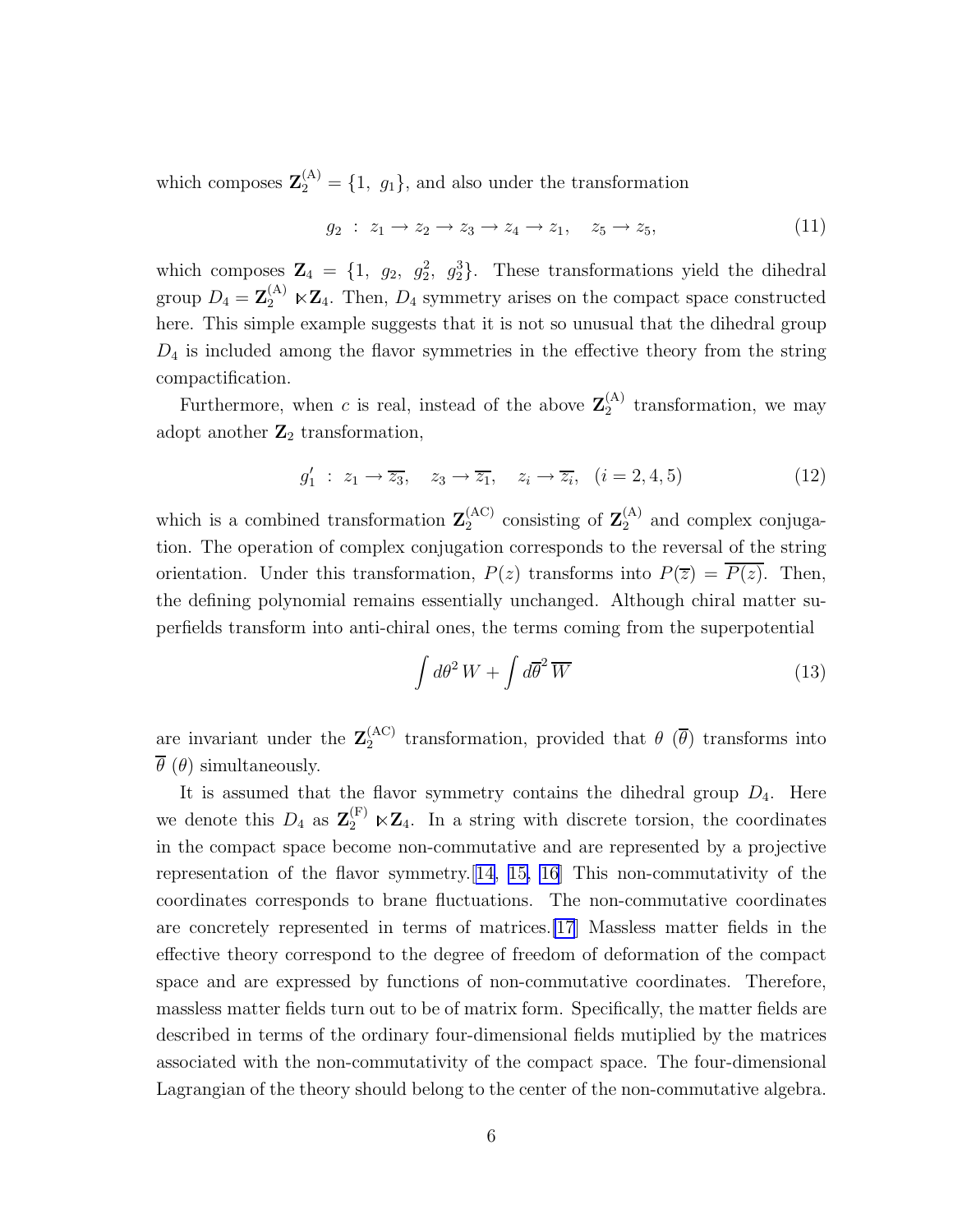which composes $\mathbf{Z}_2^{(\mathrm{A})} = \{1,\ g_1\}$, and also under the transformation

$$g_2\ :\ z_1 \to z_2 \to z_3 \to z_4 \to z_1, \quad z_5 \to z_5, \tag{11}$$

which composes $\mathbf{Z}_4 = \{1,\ g_2,\ g_2^2,\ g_2^3\}$. These transformations yield the dihedral group $D_4 = \mathbf{Z}_2^{(\mathrm{A})} \ltimes \mathbf{Z}_4$. Then, $D_4$ symmetry arises on the compact space constructed here. This simple example suggests that it is not so unusual that the dihedral group $D_4$ is included among the flavor symmetries in the effective theory from the string compactification.

Furthermore, when $c$ is real, instead of the above $\mathbf{Z}_2^{(\mathrm{A})}$ transformation, we may adopt another $\mathbf{Z}_2$ transformation,

$$g_1'\ :\ z_1 \to \overline{z_3}, \quad z_3 \to \overline{z_1}, \quad z_i \to \overline{z_i}, \ \ (i = 2, 4, 5) \tag{12}$$

which is a combined transformation $\mathbf{Z}_2^{(\mathrm{AC})}$ consisting of $\mathbf{Z}_2^{(\mathrm{A})}$ and complex conjugation. The operation of complex conjugation corresponds to the reversal of the string orientation. Under this transformation, $P(z)$ transforms into $P(\overline{z}) = \overline{P(z)}$. Then, the defining polynomial remains essentially unchanged. Although chiral matter superfields transform into anti-chiral ones, the terms coming from the superpotential

$$\int d\theta^2\, W + \int d\overline{\theta}^2\, \overline{W} \tag{13}$$

are invariant under the $\mathbf{Z}_2^{(\mathrm{AC})}$ transformation, provided that $\theta$ ($\overline{\theta}$) transforms into $\overline{\theta}$ ($\theta$) simultaneously.

It is assumed that the flavor symmetry contains the dihedral group $D_4$. Here we denote this $D_4$ as $\mathbf{Z}_2^{(\mathrm{F})} \ltimes \mathbf{Z}_4$. In a string with discrete torsion, the coordinates in the compact space become non-commutative and are represented by a projective representation of the flavor symmetry.[14, 15, 16] This non-commutativity of the coordinates corresponds to brane fluctuations. The non-commutative coordinates are concretely represented in terms of matrices.[17] Massless matter fields in the effective theory correspond to the degree of freedom of deformation of the compact space and are expressed by functions of non-commutative coordinates. Therefore, massless matter fields turn out to be of matrix form. Specifically, the matter fields are described in terms of the ordinary four-dimensional fields mutiplied by the matrices associated with the non-commutativity of the compact space. The four-dimensional Lagrangian of the theory should belong to the center of the non-commutative algebra.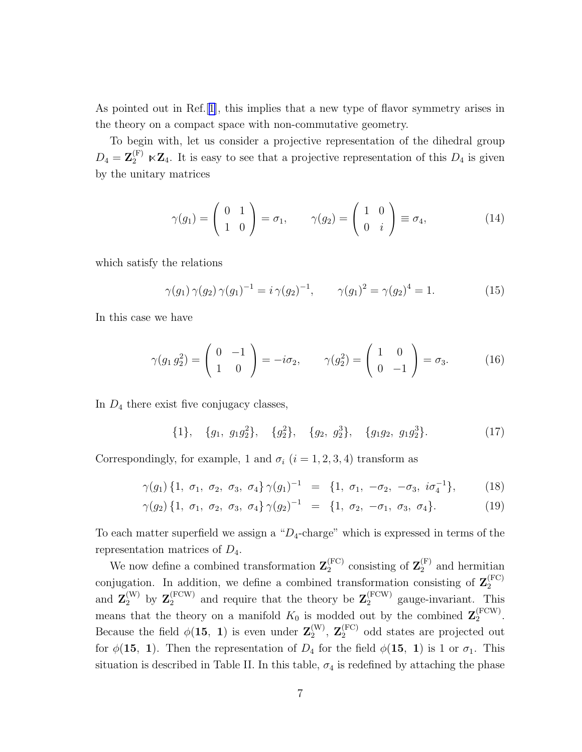As pointed out in Ref.[1], this implies that a new type of flavor symmetry arises in the theory on a compact space with non-commutative geometry.

To begin with, let us consider a projective representation of the dihedral group $D_4 = \mathbf{Z}_2^{(\mathrm{F})} \ltimes \mathbf{Z}_4$. It is easy to see that a projective representation of this $D_4$ is given by the unitary matrices

$$\gamma(g_1) = \begin{pmatrix} 0 & 1 \\ 1 & 0 \end{pmatrix} = \sigma_1, \qquad \gamma(g_2) = \begin{pmatrix} 1 & 0 \\ 0 & i \end{pmatrix} \equiv \sigma_4, \tag{14}$$

which satisfy the relations

$$\gamma(g_1)\,\gamma(g_2)\,\gamma(g_1)^{-1} = i\,\gamma(g_2)^{-1}, \qquad \gamma(g_1)^2 = \gamma(g_2)^4 = 1. \tag{15}$$

In this case we have

$$\gamma(g_1\,g_2^2) = \begin{pmatrix} 0 & -1 \\ 1 & 0 \end{pmatrix} = -i\sigma_2, \qquad \gamma(g_2^2) = \begin{pmatrix} 1 & 0 \\ 0 & -1 \end{pmatrix} = \sigma_3. \tag{16}$$

In $D_4$ there exist five conjugacy classes,

$$\{1\}, \quad \{g_1,\ g_1 g_2^2\}, \quad \{g_2^2\}, \quad \{g_2,\ g_2^3\}, \quad \{g_1 g_2,\ g_1 g_2^3\}. \tag{17}$$

Correspondingly, for example, 1 and $\sigma_i$ $(i = 1, 2, 3, 4)$ transform as

$$\gamma(g_1)\,\{1,\ \sigma_1,\ \sigma_2,\ \sigma_3,\ \sigma_4\}\,\gamma(g_1)^{-1} \;=\; \{1,\ \sigma_1,\ -\sigma_2,\ -\sigma_3,\ i\sigma_4^{-1}\}, \tag{18}$$

$$\gamma(g_2)\,\{1,\ \sigma_1,\ \sigma_2,\ \sigma_3,\ \sigma_4\}\,\gamma(g_2)^{-1} \;=\; \{1,\ \sigma_2,\ -\sigma_1,\ \sigma_3,\ \sigma_4\}. \tag{19}$$

To each matter superfield we assign a "$D_4$-charge" which is expressed in terms of the representation matrices of $D_4$.

We now define a combined transformation $\mathbf{Z}_2^{(\mathrm{FC})}$ consisting of $\mathbf{Z}_2^{(\mathrm{F})}$ and hermitian conjugation. In addition, we define a combined transformation consisting of $\mathbf{Z}_2^{(\mathrm{FC})}$ and $\mathbf{Z}_2^{(\mathrm{W})}$ by $\mathbf{Z}_2^{(\mathrm{FCW})}$ and require that the theory be $\mathbf{Z}_2^{(\mathrm{FCW})}$ gauge-invariant. This means that the theory on a manifold $K_0$ is modded out by the combined $\mathbf{Z}_2^{(\mathrm{FCW})}$. Because the field $\phi(\mathbf{15},\ \mathbf{1})$ is even under $\mathbf{Z}_2^{(\mathrm{W})}$, $\mathbf{Z}_2^{(\mathrm{FC})}$ odd states are projected out for $\phi(\mathbf{15},\ \mathbf{1})$. Then the representation of $D_4$ for the field $\phi(\mathbf{15},\ \mathbf{1})$ is 1 or $\sigma_1$. This situation is described in Table II. In this table, $\sigma_4$ is redefined by attaching the phase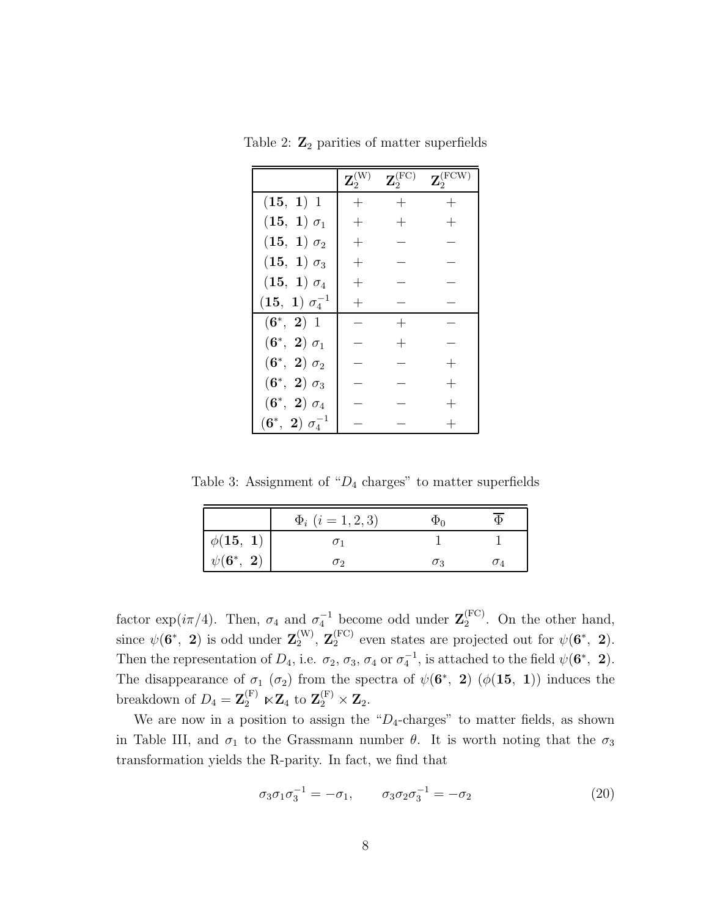Table 2: $\mathbf{Z}_2$ parities of matter superfields

| | $\mathbf{Z}_2^{(\mathrm{W})}$ | $\mathbf{Z}_2^{(\mathrm{FC})}$ | $\mathbf{Z}_2^{(\mathrm{FCW})}$ |
|---|---|---|---|
| $(\mathbf{15},\ \mathbf{1})\ 1$ | $+$ | $+$ | $+$ |
| $(\mathbf{15},\ \mathbf{1})\ \sigma_1$ | $+$ | $+$ | $+$ |
| $(\mathbf{15},\ \mathbf{1})\ \sigma_2$ | $+$ | $-$ | $-$ |
| $(\mathbf{15},\ \mathbf{1})\ \sigma_3$ | $+$ | $-$ | $-$ |
| $(\mathbf{15},\ \mathbf{1})\ \sigma_4$ | $+$ | $-$ | $-$ |
| $(\mathbf{15},\ \mathbf{1})\ \sigma_4^{-1}$ | $+$ | $-$ | $-$ |
| $(\mathbf{6}^*,\ \mathbf{2})\ 1$ | $-$ | $+$ | $-$ |
| $(\mathbf{6}^*,\ \mathbf{2})\ \sigma_1$ | $-$ | $+$ | $-$ |
| $(\mathbf{6}^*,\ \mathbf{2})\ \sigma_2$ | $-$ | $-$ | $+$ |
| $(\mathbf{6}^*,\ \mathbf{2})\ \sigma_3$ | $-$ | $-$ | $+$ |
| $(\mathbf{6}^*,\ \mathbf{2})\ \sigma_4$ | $-$ | $-$ | $+$ |
| $(\mathbf{6}^*,\ \mathbf{2})\ \sigma_4^{-1}$ | $-$ | $-$ | $+$ |

Table 3: Assignment of "$D_4$ charges" to matter superfields

| | $\Phi_i\ (i=1,2,3)$ | $\Phi_0$ | $\overline{\Phi}$ |
|---|---|---|---|
| $\phi(\mathbf{15},\ \mathbf{1})$ | $\sigma_1$ | $1$ | $1$ |
| $\psi(\mathbf{6}^*,\ \mathbf{2})$ | $\sigma_2$ | $\sigma_3$ | $\sigma_4$ |

factor $\exp(i\pi/4)$. Then, $\sigma_4$ and $\sigma_4^{-1}$ become odd under $\mathbf{Z}_2^{(\mathrm{FC})}$. On the other hand, since $\psi(\mathbf{6}^*,\ \mathbf{2})$ is odd under $\mathbf{Z}_2^{(\mathrm{W})}$, $\mathbf{Z}_2^{(\mathrm{FC})}$ even states are projected out for $\psi(\mathbf{6}^*,\ \mathbf{2})$. Then the representation of $D_4$, i.e. $\sigma_2$, $\sigma_3$, $\sigma_4$ or $\sigma_4^{-1}$, is attached to the field $\psi(\mathbf{6}^*,\ \mathbf{2})$. The disappearance of $\sigma_1$ ($\sigma_2$) from the spectra of $\psi(\mathbf{6}^*,\ \mathbf{2})$ ($\phi(\mathbf{15},\ \mathbf{1})$) induces the breakdown of $D_4 = \mathbf{Z}_2^{(\mathrm{F})} \ltimes \mathbf{Z}_4$ to $\mathbf{Z}_2^{(\mathrm{F})} \times \mathbf{Z}_2$.

We are now in a position to assign the "$D_4$-charges" to matter fields, as shown in Table III, and $\sigma_1$ to the Grassmann number $\theta$. It is worth noting that the $\sigma_3$ transformation yields the R-parity. In fact, we find that

$$\sigma_3 \sigma_1 \sigma_3^{-1} = -\sigma_1, \qquad \sigma_3 \sigma_2 \sigma_3^{-1} = -\sigma_2 \tag{20}$$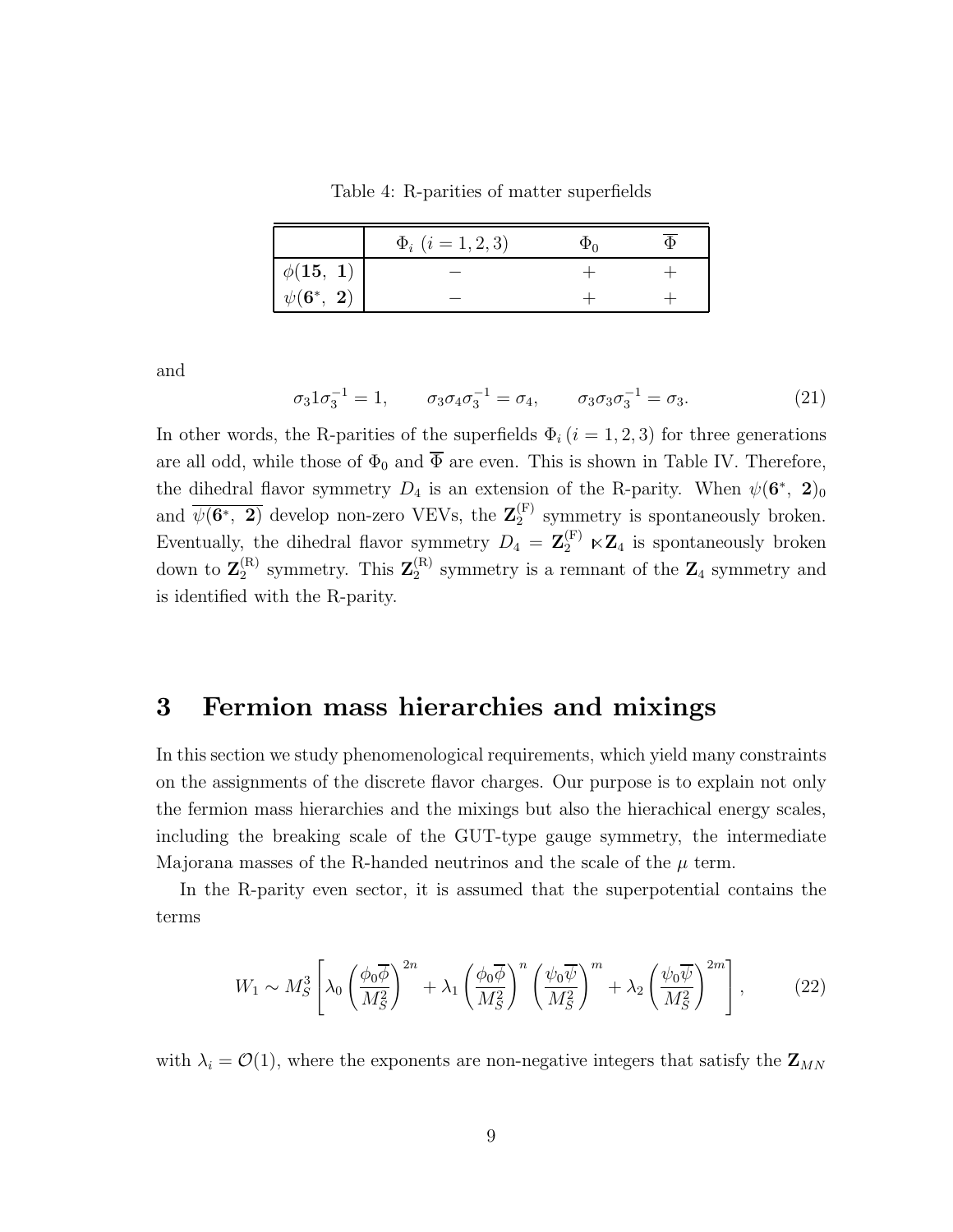Table 4: R-parities of matter superfields

| | $\Phi_i$ $(i=1,2,3)$ | $\Phi_0$ | $\overline{\Phi}$ |
|---|---|---|---|
| $\phi(\mathbf{15},\ \mathbf{1})$ | $-$ | $+$ | $+$ |
| $\psi(\mathbf{6}^*,\ \mathbf{2})$ | $-$ | $+$ | $+$ |

and

$$\sigma_3 1 \sigma_3^{-1} = 1, \qquad \sigma_3 \sigma_4 \sigma_3^{-1} = \sigma_4, \qquad \sigma_3 \sigma_3 \sigma_3^{-1} = \sigma_3. \tag{21}$$

In other words, the R-parities of the superfields $\Phi_i\,(i=1,2,3)$ for three generations are all odd, while those of $\Phi_0$ and $\overline{\Phi}$ are even. This is shown in Table IV. Therefore, the dihedral flavor symmetry $D_4$ is an extension of the R-parity. When $\psi(\mathbf{6}^*,\ \mathbf{2})_0$ and $\overline{\psi(\mathbf{6}^*,\ \mathbf{2})}$ develop non-zero VEVs, the $\mathbf{Z}_2^{(\mathrm{F})}$ symmetry is spontaneously broken. Eventually, the dihedral flavor symmetry $D_4 = \mathbf{Z}_2^{(\mathrm{F})} \ltimes \mathbf{Z}_4$ is spontaneously broken down to $\mathbf{Z}_2^{(\mathrm{R})}$ symmetry. This $\mathbf{Z}_2^{(\mathrm{R})}$ symmetry is a remnant of the $\mathbf{Z}_4$ symmetry and is identified with the R-parity.

# 3 Fermion mass hierarchies and mixings

In this section we study phenomenological requirements, which yield many constraints on the assignments of the discrete flavor charges. Our purpose is to explain not only the fermion mass hierarchies and the mixings but also the hierachical energy scales, including the breaking scale of the GUT-type gauge symmetry, the intermediate Majorana masses of the R-handed neutrinos and the scale of the $\mu$ term.

In the R-parity even sector, it is assumed that the superpotential contains the terms

$$W_1 \sim M_S^3 \left[ \lambda_0 \left( \frac{\phi_0 \overline{\phi}}{M_S^2} \right)^{2n} + \lambda_1 \left( \frac{\phi_0 \overline{\phi}}{M_S^2} \right)^{n} \left( \frac{\psi_0 \overline{\psi}}{M_S^2} \right)^{m} + \lambda_2 \left( \frac{\psi_0 \overline{\psi}}{M_S^2} \right)^{2m} \right], \tag{22}$$

with $\lambda_i = \mathcal{O}(1)$, where the exponents are non-negative integers that satisfy the $\mathbf{Z}_{MN}$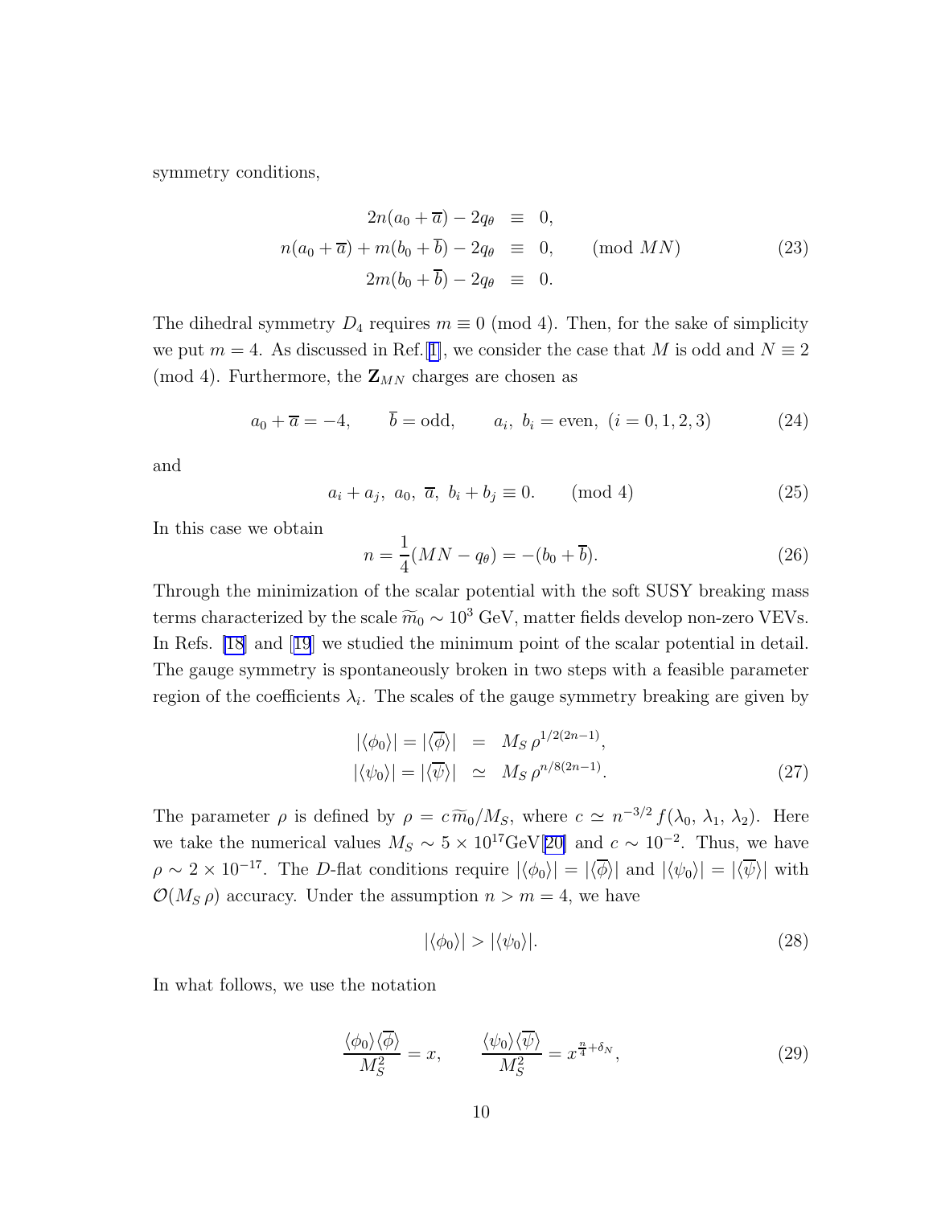symmetry conditions,

$$
\begin{aligned}
2n(a_0 + \overline{a}) - 2q_\theta &\equiv 0, \\
n(a_0 + \overline{a}) + m(b_0 + \overline{b}) - 2q_\theta &\equiv 0, \qquad (\mathrm{mod}\ MN) \\
2m(b_0 + \overline{b}) - 2q_\theta &\equiv 0.
\end{aligned}
\tag{23}
$$

The dihedral symmetry $D_4$ requires $m \equiv 0$ (mod 4). Then, for the sake of simplicity we put $m = 4$. As discussed in Ref.[1], we consider the case that $M$ is odd and $N \equiv 2$ (mod 4). Furthermore, the $\mathbf{Z}_{MN}$ charges are chosen as

$$
a_0 + \overline{a} = -4, \qquad \overline{b} = \text{odd}, \qquad a_i,\ b_i = \text{even},\ (i = 0, 1, 2, 3) \tag{24}
$$

and

$$
a_i + a_j,\ a_0,\ \overline{a},\ b_i + b_j \equiv 0. \qquad (\mathrm{mod}\ 4) \tag{25}
$$

In this case we obtain

$$
n = \frac{1}{4}(MN - q_\theta) = -(b_0 + \overline{b}). \tag{26}
$$

Through the minimization of the scalar potential with the soft SUSY breaking mass terms characterized by the scale $\widetilde{m}_0 \sim 10^3$ GeV, matter fields develop non-zero VEVs. In Refs. [18] and [19] we studied the minimum point of the scalar potential in detail. The gauge symmetry is spontaneously broken in two steps with a feasible parameter region of the coefficients $\lambda_i$. The scales of the gauge symmetry breaking are given by

$$
\begin{aligned}
|\langle \phi_0 \rangle| = |\langle \overline{\phi} \rangle| &= M_S\, \rho^{1/2(2n-1)}, \\
|\langle \psi_0 \rangle| = |\langle \overline{\psi} \rangle| &\simeq M_S\, \rho^{n/8(2n-1)}.
\end{aligned}
\tag{27}
$$

The parameter $\rho$ is defined by $\rho = c\, \widetilde{m}_0 / M_S$, where $c \simeq n^{-3/2} f(\lambda_0, \lambda_1, \lambda_2)$. Here we take the numerical values $M_S \sim 5 \times 10^{17}$GeV[20] and $c \sim 10^{-2}$. Thus, we have $\rho \sim 2 \times 10^{-17}$. The $D$-flat conditions require $|\langle \phi_0 \rangle| = |\langle \overline{\phi} \rangle|$ and $|\langle \psi_0 \rangle| = |\langle \overline{\psi} \rangle|$ with $\mathcal{O}(M_S\, \rho)$ accuracy. Under the assumption $n > m = 4$, we have

$$
|\langle \phi_0 \rangle| > |\langle \psi_0 \rangle|. \tag{28}
$$

In what follows, we use the notation

$$
\frac{\langle \phi_0 \rangle \langle \overline{\phi} \rangle}{M_S^2} = x, \qquad \frac{\langle \psi_0 \rangle \langle \overline{\psi} \rangle}{M_S^2} = x^{\frac{n}{4} + \delta_N}, \tag{29}
$$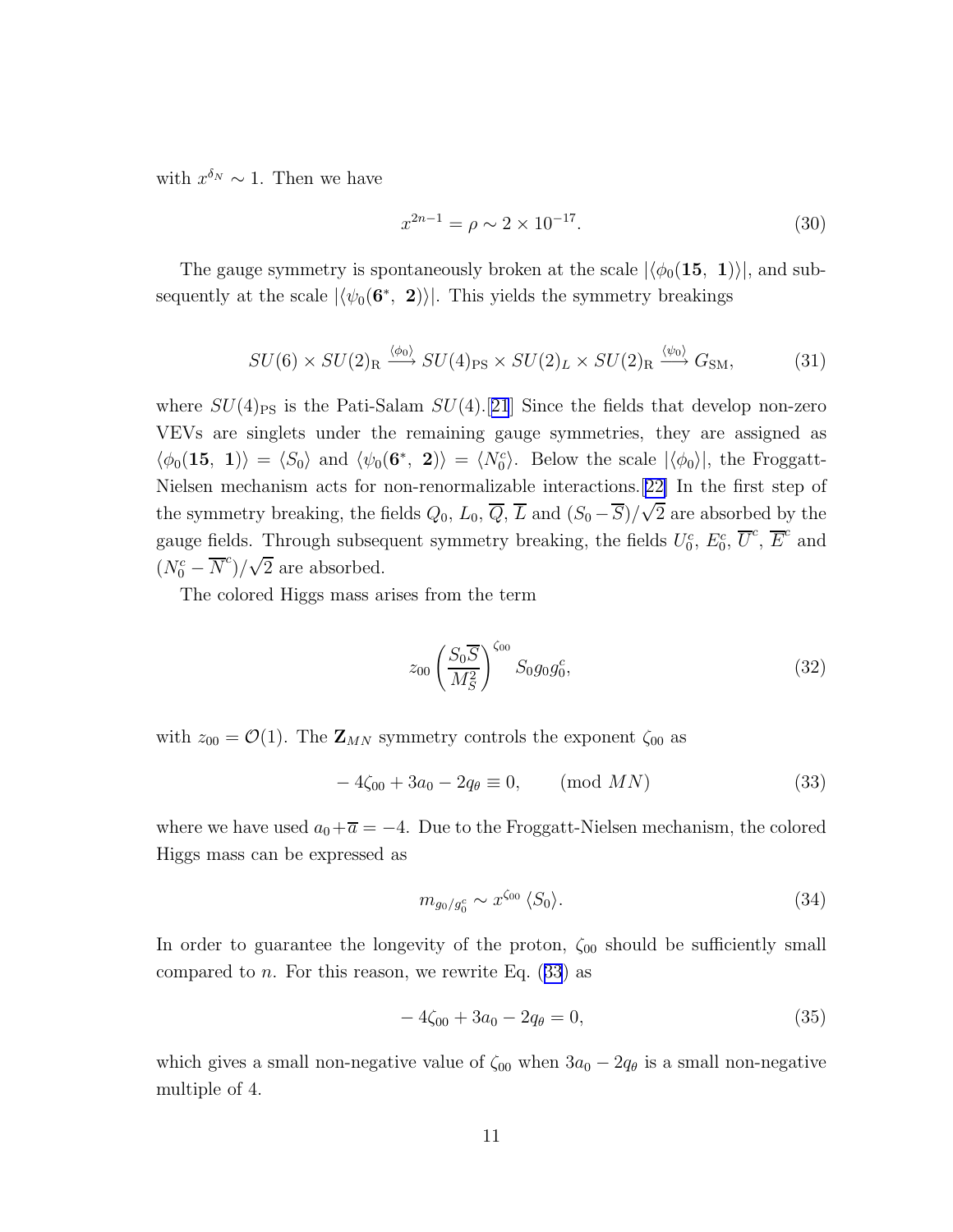with $x^{\delta_N} \sim 1$. Then we have

$$x^{2n-1} = \rho \sim 2 \times 10^{-17}. \tag{30}$$

The gauge symmetry is spontaneously broken at the scale $|\langle \phi_0(\mathbf{15},\ \mathbf{1})\rangle|$, and subsequently at the scale $|\langle \psi_0(\mathbf{6}^*,\ \mathbf{2})\rangle|$. This yields the symmetry breakings

$$SU(6) \times SU(2)_{\rm R} \xrightarrow{\langle \phi_0 \rangle} SU(4)_{\rm PS} \times SU(2)_L \times SU(2)_{\rm R} \xrightarrow{\langle \psi_0 \rangle} G_{\rm SM}, \tag{31}$$

where $SU(4)_{\rm PS}$ is the Pati-Salam $SU(4)$.[21] Since the fields that develop non-zero VEVs are singlets under the remaining gauge symmetries, they are assigned as $\langle \phi_0(\mathbf{15},\ \mathbf{1})\rangle = \langle S_0 \rangle$ and $\langle \psi_0(\mathbf{6}^*,\ \mathbf{2})\rangle = \langle N_0^c \rangle$. Below the scale $|\langle \phi_0 \rangle|$, the Froggatt-Nielsen mechanism acts for non-renormalizable interactions.[22] In the first step of the symmetry breaking, the fields $Q_0$, $L_0$, $\overline{Q}$, $\overline{L}$ and $(S_0 - \overline{S})/\sqrt{2}$ are absorbed by the gauge fields. Through subsequent symmetry breaking, the fields $U_0^c$, $E_0^c$, $\overline{U}^c$, $\overline{E}^c$ and $(N_0^c - \overline{N}^c)/\sqrt{2}$ are absorbed.

The colored Higgs mass arises from the term

$$z_{00} \left( \frac{S_0 \overline{S}}{M_S^2} \right)^{\zeta_{00}} S_0 g_0 g_0^c, \tag{32}$$

with $z_{00} = \mathcal{O}(1)$. The $\mathbf{Z}_{MN}$ symmetry controls the exponent $\zeta_{00}$ as

$$-4\zeta_{00} + 3a_0 - 2q_\theta \equiv 0, \qquad (\text{mod } MN) \tag{33}$$

where we have used $a_0 + \overline{a} = -4$. Due to the Froggatt-Nielsen mechanism, the colored Higgs mass can be expressed as

$$m_{g_0/g_0^c} \sim x^{\zeta_{00}} \langle S_0 \rangle. \tag{34}$$

In order to guarantee the longevity of the proton, $\zeta_{00}$ should be sufficiently small compared to $n$. For this reason, we rewrite Eq. (33) as

$$-4\zeta_{00} + 3a_0 - 2q_\theta = 0, \tag{35}$$

which gives a small non-negative value of $\zeta_{00}$ when $3a_0 - 2q_\theta$ is a small non-negative multiple of 4.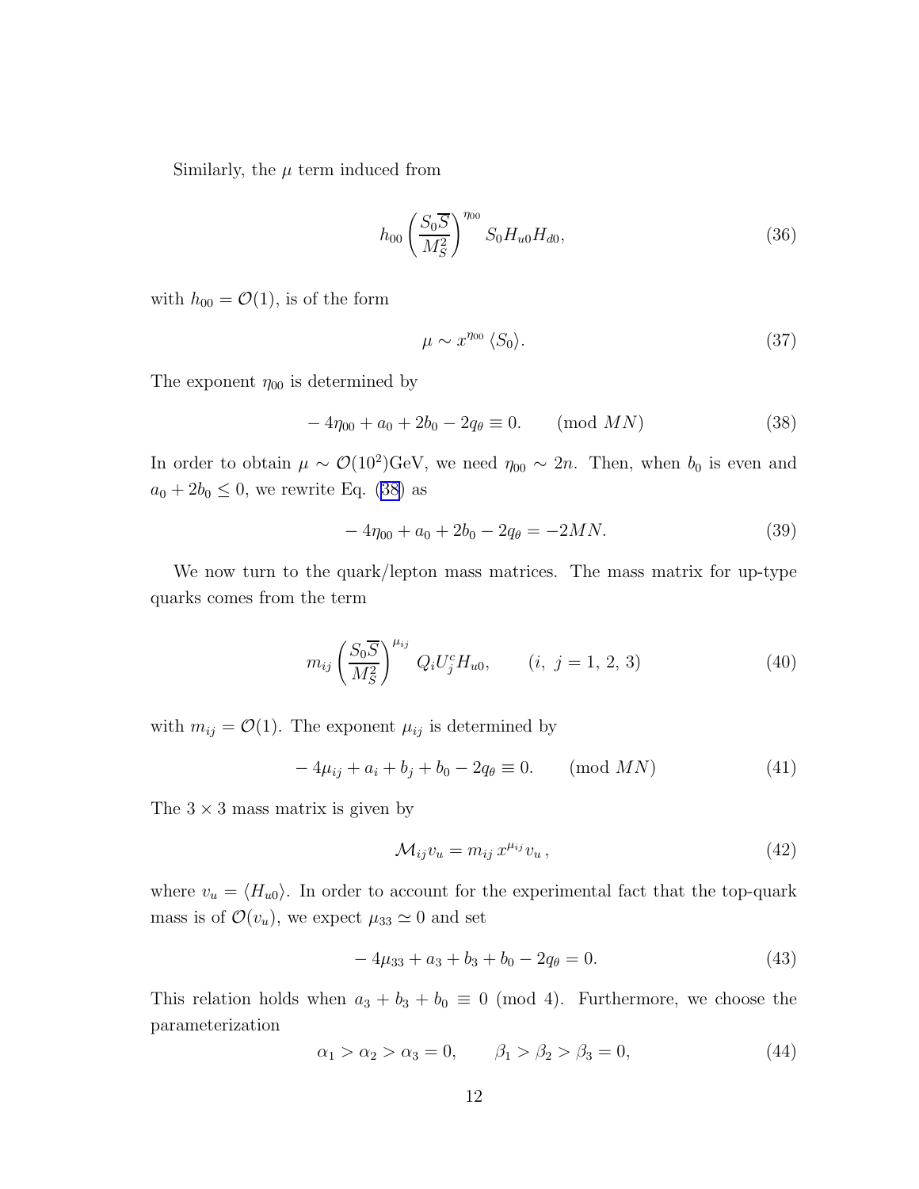Similarly, the $\mu$ term induced from

$$h_{00} \left( \frac{S_0 \overline{S}}{M_S^2} \right)^{\eta_{00}} S_0 H_{u0} H_{d0}, \tag{36}$$

with $h_{00} = \mathcal{O}(1)$, is of the form

$$\mu \sim x^{\eta_{00}} \langle S_0 \rangle. \tag{37}$$

The exponent $\eta_{00}$ is determined by

$$-4\eta_{00} + a_0 + 2b_0 - 2q_\theta \equiv 0. \qquad (\text{mod } MN) \tag{38}$$

In order to obtain $\mu \sim \mathcal{O}(10^2)\text{GeV}$, we need $\eta_{00} \sim 2n$. Then, when $b_0$ is even and $a_0 + 2b_0 \leq 0$, we rewrite Eq. (38) as

$$-4\eta_{00} + a_0 + 2b_0 - 2q_\theta = -2MN. \tag{39}$$

We now turn to the quark/lepton mass matrices. The mass matrix for up-type quarks comes from the term

$$m_{ij} \left( \frac{S_0 \overline{S}}{M_S^2} \right)^{\mu_{ij}} Q_i U_j^c H_{u0}, \qquad (i,\ j = 1,\ 2,\ 3) \tag{40}$$

with $m_{ij} = \mathcal{O}(1)$. The exponent $\mu_{ij}$ is determined by

$$-4\mu_{ij} + a_i + b_j + b_0 - 2q_\theta \equiv 0. \qquad (\text{mod } MN) \tag{41}$$

The $3 \times 3$ mass matrix is given by

$$\mathcal{M}_{ij} v_u = m_{ij}\, x^{\mu_{ij}} v_u\,, \tag{42}$$

where $v_u = \langle H_{u0} \rangle$. In order to account for the experimental fact that the top-quark mass is of $\mathcal{O}(v_u)$, we expect $\mu_{33} \simeq 0$ and set

$$-4\mu_{33} + a_3 + b_3 + b_0 - 2q_\theta = 0. \tag{43}$$

This relation holds when $a_3 + b_3 + b_0 \equiv 0$ (mod 4). Furthermore, we choose the parameterization

$$\alpha_1 > \alpha_2 > \alpha_3 = 0, \qquad \beta_1 > \beta_2 > \beta_3 = 0, \tag{44}$$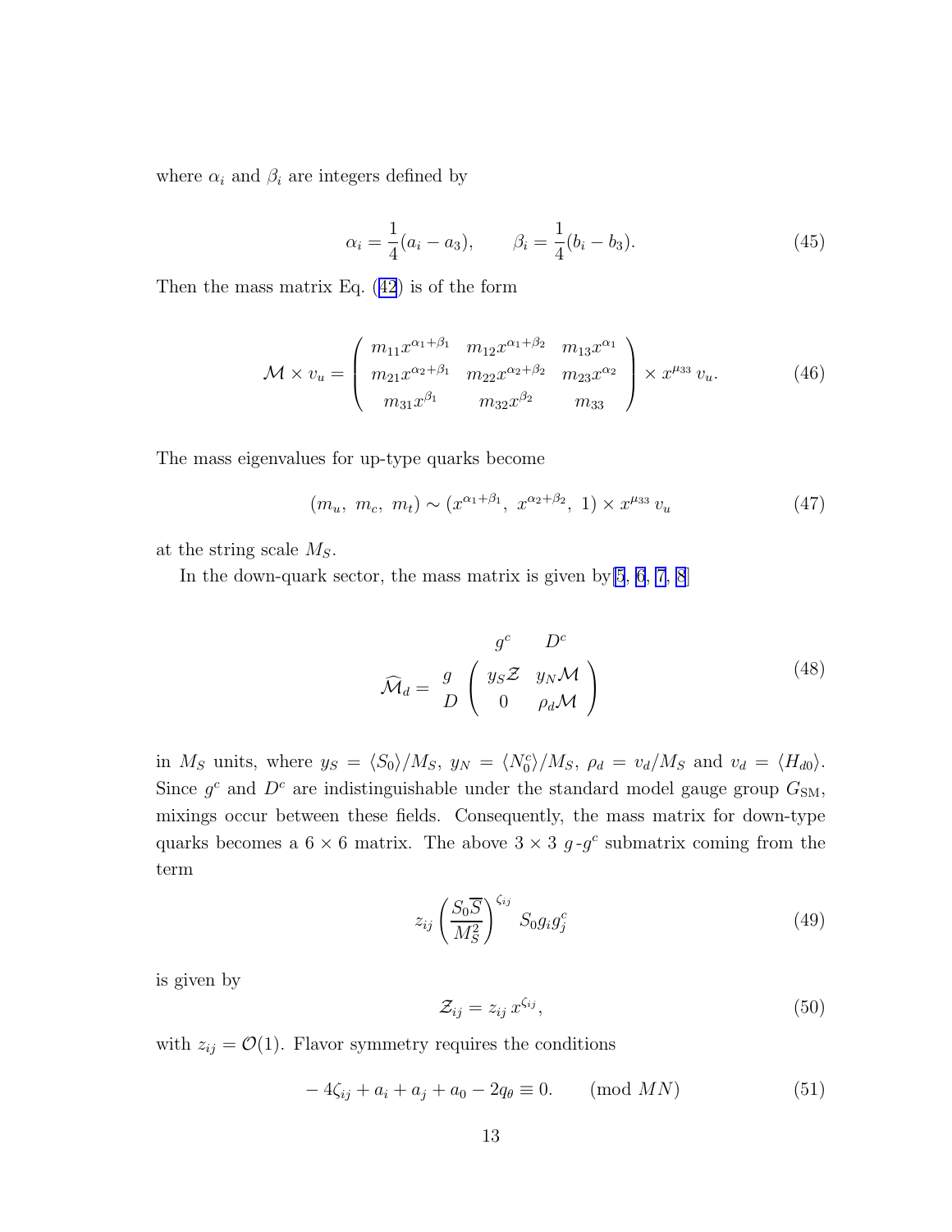where $\alpha_i$ and $\beta_i$ are integers defined by

$$\alpha_i = \frac{1}{4}(a_i - a_3), \qquad \beta_i = \frac{1}{4}(b_i - b_3). \tag{45}$$

Then the mass matrix Eq. (42) is of the form

$$\mathcal{M} \times v_u = \begin{pmatrix} m_{11}x^{\alpha_1+\beta_1} & m_{12}x^{\alpha_1+\beta_2} & m_{13}x^{\alpha_1} \\ m_{21}x^{\alpha_2+\beta_1} & m_{22}x^{\alpha_2+\beta_2} & m_{23}x^{\alpha_2} \\ m_{31}x^{\beta_1} & m_{32}x^{\beta_2} & m_{33} \end{pmatrix} \times x^{\mu_{33}}\, v_u. \tag{46}$$

The mass eigenvalues for up-type quarks become

$$(m_u,\ m_c,\ m_t) \sim (x^{\alpha_1+\beta_1},\ x^{\alpha_2+\beta_2},\ 1) \times x^{\mu_{33}}\, v_u \tag{47}$$

at the string scale $M_S$.

In the down-quark sector, the mass matrix is given by[5, 6, 7, 8]

$$\widehat{\mathcal{M}}_d = \begin{array}{c} \\ g \\ D \end{array} \!\!\begin{array}{c} \begin{array}{cc} g^c & D^c \end{array} \\ \begin{pmatrix} y_S \mathcal{Z} & y_N \mathcal{M} \\ 0 & \rho_d \mathcal{M} \end{pmatrix} \end{array} \tag{48}$$

in $M_S$ units, where $y_S = \langle S_0 \rangle / M_S$, $y_N = \langle N_0^c \rangle / M_S$, $\rho_d = v_d / M_S$ and $v_d = \langle H_{d0} \rangle$. Since $g^c$ and $D^c$ are indistinguishable under the standard model gauge group $G_{\rm SM}$, mixings occur between these fields. Consequently, the mass matrix for down-type quarks becomes a $6 \times 6$ matrix. The above $3 \times 3$ $g$-$g^c$ submatrix coming from the term

$$z_{ij} \left( \frac{S_0 \overline{S}}{M_S^2} \right)^{\zeta_{ij}} S_0 g_i g_j^c \tag{49}$$

is given by

$$\mathcal{Z}_{ij} = z_{ij}\, x^{\zeta_{ij}}, \tag{50}$$

with $z_{ij} = \mathcal{O}(1)$. Flavor symmetry requires the conditions

$$-4\zeta_{ij} + a_i + a_j + a_0 - 2q_\theta \equiv 0. \qquad (\mathrm{mod}\ MN) \tag{51}$$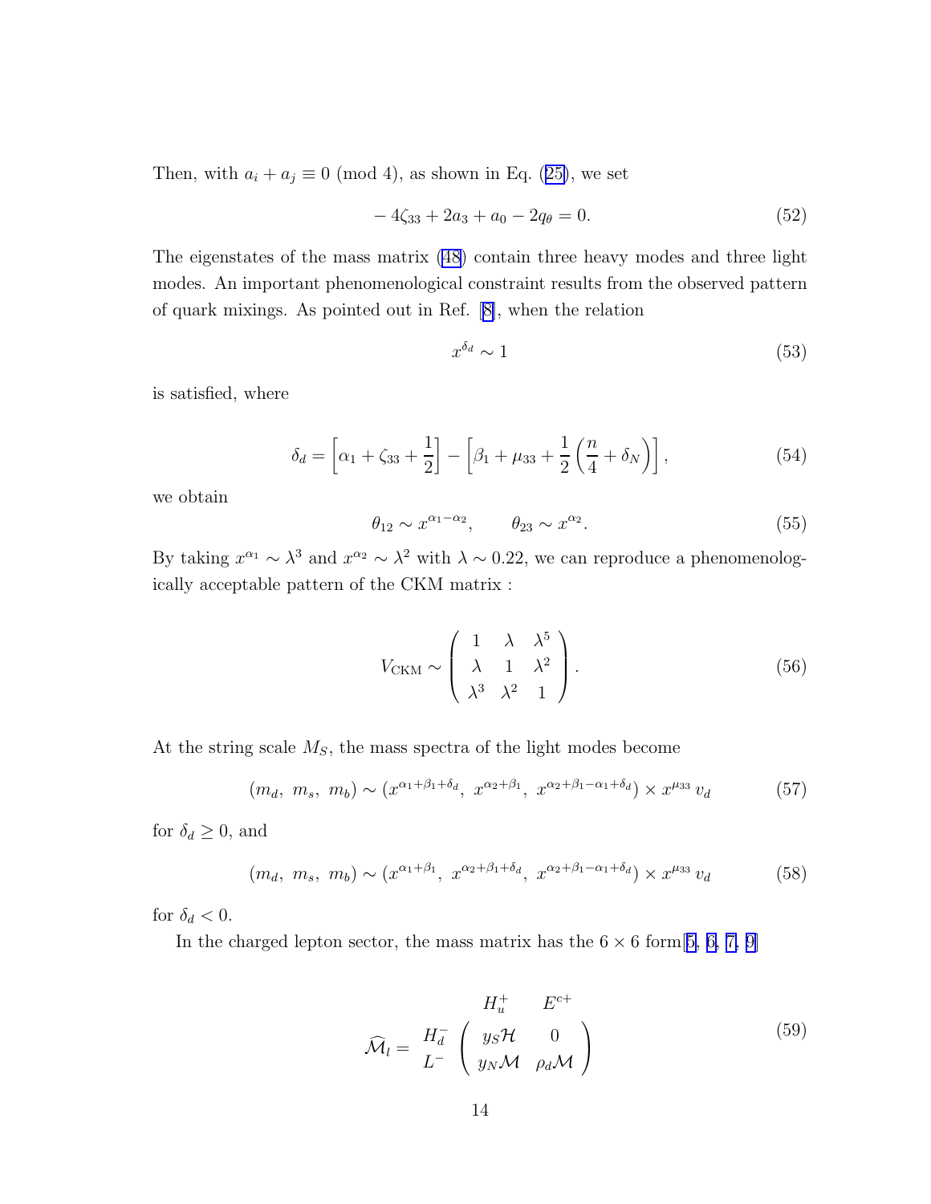Then, with $a_i + a_j \equiv 0 \pmod 4$, as shown in Eq. (25), we set

$$-4\zeta_{33} + 2a_3 + a_0 - 2q_\theta = 0. \tag{52}$$

The eigenstates of the mass matrix (48) contain three heavy modes and three light modes. An important phenomenological constraint results from the observed pattern of quark mixings. As pointed out in Ref. [8], when the relation

$$x^{\delta_d} \sim 1 \tag{53}$$

is satisfied, where

$$\delta_d = \left[\alpha_1 + \zeta_{33} + \frac{1}{2}\right] - \left[\beta_1 + \mu_{33} + \frac{1}{2}\left(\frac{n}{4} + \delta_N\right)\right], \tag{54}$$

we obtain

$$\theta_{12} \sim x^{\alpha_1 - \alpha_2}, \qquad \theta_{23} \sim x^{\alpha_2}. \tag{55}$$

By taking $x^{\alpha_1} \sim \lambda^3$ and $x^{\alpha_2} \sim \lambda^2$ with $\lambda \sim 0.22$, we can reproduce a phenomenologically acceptable pattern of the CKM matrix :

$$V_{\rm CKM} \sim \left( \begin{array}{ccc} 1 & \lambda & \lambda^5 \\ \lambda & 1 & \lambda^2 \\ \lambda^3 & \lambda^2 & 1 \end{array} \right). \tag{56}$$

At the string scale $M_S$, the mass spectra of the light modes become

$$(m_d,\ m_s,\ m_b) \sim (x^{\alpha_1+\beta_1+\delta_d},\ x^{\alpha_2+\beta_1},\ x^{\alpha_2+\beta_1-\alpha_1+\delta_d}) \times x^{\mu_{33}}\, v_d \tag{57}$$

for $\delta_d \geq 0$, and

$$(m_d,\ m_s,\ m_b) \sim (x^{\alpha_1+\beta_1},\ x^{\alpha_2+\beta_1+\delta_d},\ x^{\alpha_2+\beta_1-\alpha_1+\delta_d}) \times x^{\mu_{33}}\, v_d \tag{58}$$

for $\delta_d < 0$.

In the charged lepton sector, the mass matrix has the $6 \times 6$ form[5, 6, 7, 9]

$$\widehat{\mathcal{M}}_l = \begin{array}{c} \\ H_d^- \\ L^- \end{array} \begin{array}{c} \begin{array}{cc} H_u^+ & E^{c+} \end{array} \\ \left( \begin{array}{cc} y_S \mathcal{H} & 0 \\ y_N \mathcal{M} & \rho_d \mathcal{M} \end{array} \right) \end{array} \tag{59}$$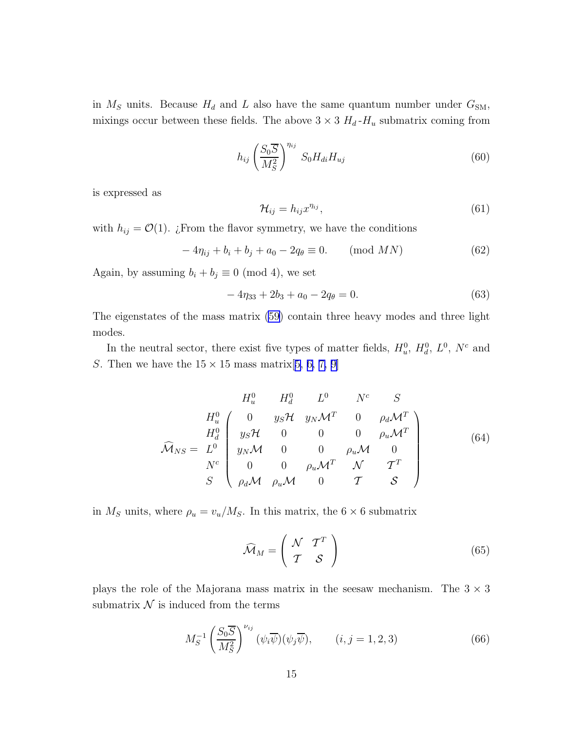in $M_S$ units. Because $H_d$ and $L$ also have the same quantum number under $G_{\rm SM}$, mixings occur between these fields. The above $3 \times 3$ $H_d$-$H_u$ submatrix coming from

$$
h_{ij} \left( \frac{S_0 \overline{S}}{M_S^2} \right)^{\eta_{ij}} S_0 H_{di} H_{uj} \tag{60}
$$

is expressed as

$$
\mathcal{H}_{ij} = h_{ij} x^{\eta_{ij}}, \tag{61}
$$

with $h_{ij} = \mathcal{O}(1)$. ¿From the flavor symmetry, we have the conditions

$$
-4\eta_{ij} + b_i + b_j + a_0 - 2q_\theta \equiv 0. \qquad (\text{mod } MN) \tag{62}
$$

Again, by assuming $b_i + b_j \equiv 0 \pmod 4$, we set

$$
-4\eta_{33} + 2b_3 + a_0 - 2q_\theta = 0. \tag{63}
$$

The eigenstates of the mass matrix (59) contain three heavy modes and three light modes.

In the neutral sector, there exist five types of matter fields, $H_u^0$, $H_d^0$, $L^0$, $N^c$ and $S$. Then we have the $15 \times 15$ mass matrix[5, 6, 7, 9]

$$
\widehat{\mathcal{M}}_{NS} = \begin{array}{c} \\ H_u^0 \\ H_d^0 \\ L^0 \\ N^c \\ S \end{array}
\begin{array}{c}
\begin{array}{ccccc} H_u^0 & H_d^0 & L^0 & N^c & S \end{array} \\
\left( \begin{array}{ccccc}
0 & y_S \mathcal{H} & y_N \mathcal{M}^T & 0 & \rho_d \mathcal{M}^T \\
y_S \mathcal{H} & 0 & 0 & 0 & \rho_u \mathcal{M}^T \\
y_N \mathcal{M} & 0 & 0 & \rho_u \mathcal{M} & 0 \\
0 & 0 & \rho_u \mathcal{M}^T & \mathcal{N} & \mathcal{T}^T \\
\rho_d \mathcal{M} & \rho_u \mathcal{M} & 0 & \mathcal{T} & \mathcal{S}
\end{array} \right)
\end{array} \tag{64}
$$

in $M_S$ units, where $\rho_u = v_u / M_S$. In this matrix, the $6 \times 6$ submatrix

$$
\widehat{\mathcal{M}}_M = \left( \begin{array}{cc} \mathcal{N} & \mathcal{T}^T \\ \mathcal{T} & \mathcal{S} \end{array} \right) \tag{65}
$$

plays the role of the Majorana mass matrix in the seesaw mechanism. The $3 \times 3$ submatrix $\mathcal{N}$ is induced from the terms

$$
M_S^{-1} \left( \frac{S_0 \overline{S}}{M_S^2} \right)^{\nu_{ij}} (\psi_i \overline{\psi})(\psi_j \overline{\psi}), \qquad (i, j = 1, 2, 3) \tag{66}
$$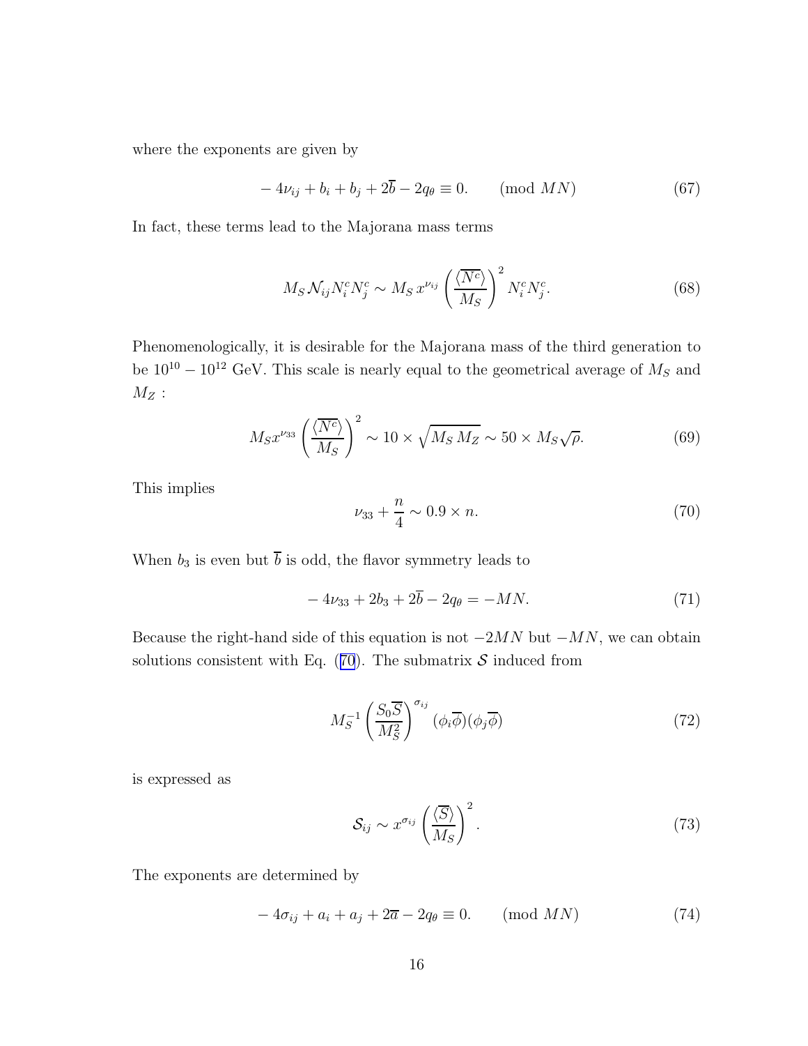where the exponents are given by

$$-4\nu_{ij} + b_i + b_j + 2\overline{b} - 2q_\theta \equiv 0. \qquad (\text{mod } MN) \tag{67}$$

In fact, these terms lead to the Majorana mass terms

$$M_S \mathcal{N}_{ij} N_i^c N_j^c \sim M_S \, x^{\nu_{ij}} \left( \frac{\langle \overline{N^c} \rangle}{M_S} \right)^2 N_i^c N_j^c. \tag{68}$$

Phenomenologically, it is desirable for the Majorana mass of the third generation to be $10^{10} - 10^{12}$ GeV. This scale is nearly equal to the geometrical average of $M_S$ and $M_Z$ :

$$M_S x^{\nu_{33}} \left( \frac{\langle \overline{N^c} \rangle}{M_S} \right)^2 \sim 10 \times \sqrt{M_S \, M_Z} \sim 50 \times M_S \sqrt{\rho}. \tag{69}$$

This implies

$$\nu_{33} + \frac{n}{4} \sim 0.9 \times n. \tag{70}$$

When $b_3$ is even but $\overline{b}$ is odd, the flavor symmetry leads to

$$-4\nu_{33} + 2b_3 + 2\overline{b} - 2q_\theta = -MN. \tag{71}$$

Because the right-hand side of this equation is not $-2MN$ but $-MN$, we can obtain solutions consistent with Eq. (70). The submatrix $\mathcal{S}$ induced from

$$M_S^{-1} \left( \frac{S_0 \overline{S}}{M_S^2} \right)^{\sigma_{ij}} (\phi_i \overline{\phi})(\phi_j \overline{\phi}) \tag{72}$$

is expressed as

$$\mathcal{S}_{ij} \sim x^{\sigma_{ij}} \left( \frac{\langle \overline{S} \rangle}{M_S} \right)^2. \tag{73}$$

The exponents are determined by

$$-4\sigma_{ij} + a_i + a_j + 2\overline{a} - 2q_\theta \equiv 0. \qquad (\text{mod } MN) \tag{74}$$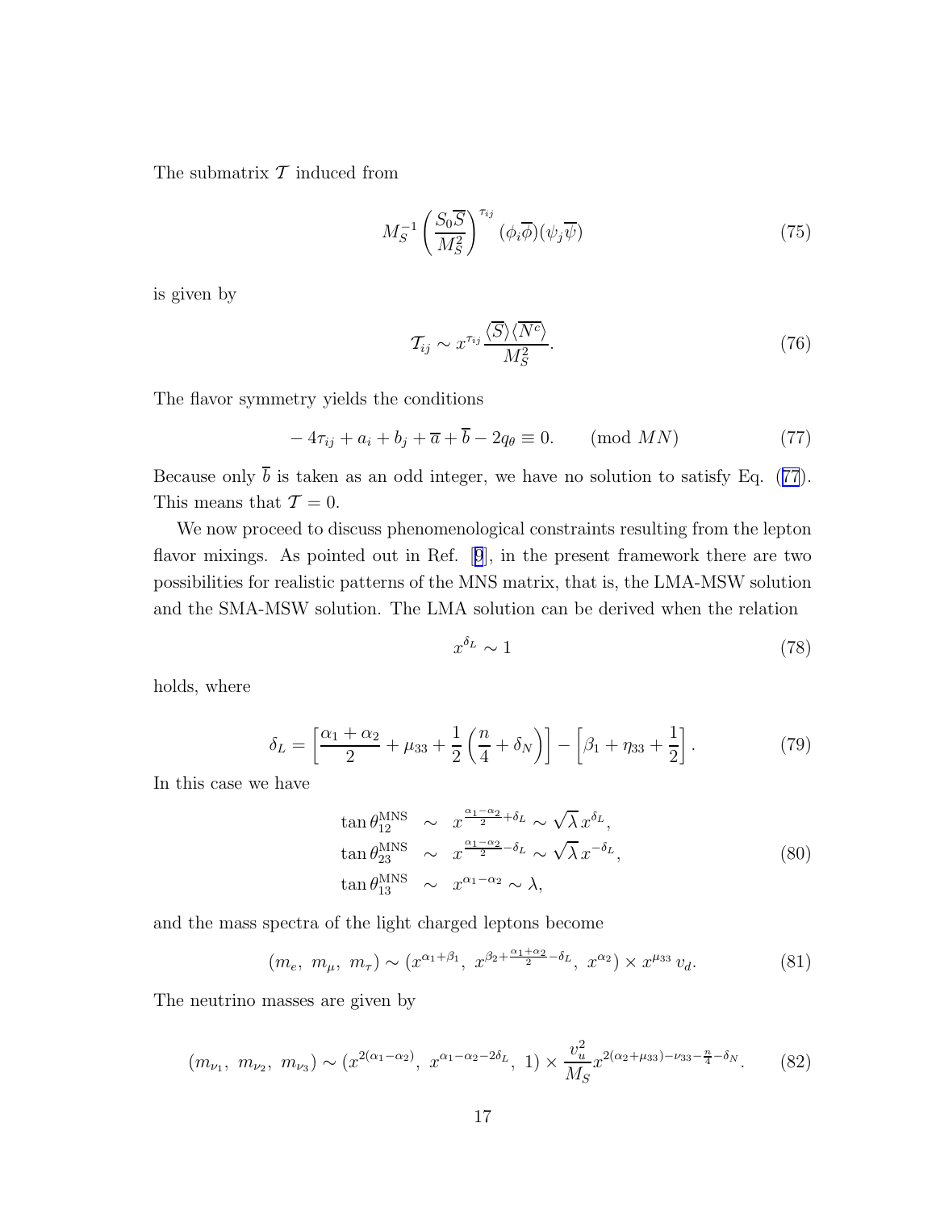The submatrix $\mathcal{T}$ induced from

$$M_S^{-1}\left(\frac{S_0\overline{S}}{M_S^2}\right)^{\tau_{ij}}(\phi_i\overline{\phi})(\psi_j\overline{\psi}) \tag{75}$$

is given by

$$\mathcal{T}_{ij} \sim x^{\tau_{ij}}\frac{\langle\overline{S}\rangle\langle\overline{N^c}\rangle}{M_S^2}. \tag{76}$$

The flavor symmetry yields the conditions

$$-4\tau_{ij} + a_i + b_j + \overline{a} + \overline{b} - 2q_\theta \equiv 0. \qquad (\text{mod } MN) \tag{77}$$

Because only $\overline{b}$ is taken as an odd integer, we have no solution to satisfy Eq. (77). This means that $\mathcal{T} = 0$.

We now proceed to discuss phenomenological constraints resulting from the lepton flavor mixings. As pointed out in Ref. [9], in the present framework there are two possibilities for realistic patterns of the MNS matrix, that is, the LMA-MSW solution and the SMA-MSW solution. The LMA solution can be derived when the relation

$$x^{\delta_L} \sim 1 \tag{78}$$

holds, where

$$\delta_L = \left[\frac{\alpha_1+\alpha_2}{2} + \mu_{33} + \frac{1}{2}\left(\frac{n}{4}+\delta_N\right)\right] - \left[\beta_1 + \eta_{33} + \frac{1}{2}\right]. \tag{79}$$

In this case we have

$$\begin{aligned} \tan\theta_{12}^{\rm MNS} &\sim x^{\frac{\alpha_1-\alpha_2}{2}+\delta_L} \sim \sqrt{\lambda}\,x^{\delta_L}, \\ \tan\theta_{23}^{\rm MNS} &\sim x^{\frac{\alpha_1-\alpha_2}{2}-\delta_L} \sim \sqrt{\lambda}\,x^{-\delta_L}, \\ \tan\theta_{13}^{\rm MNS} &\sim x^{\alpha_1-\alpha_2} \sim \lambda, \end{aligned} \tag{80}$$

and the mass spectra of the light charged leptons become

$$(m_e,\ m_\mu,\ m_\tau) \sim (x^{\alpha_1+\beta_1},\ x^{\beta_2+\frac{\alpha_1+\alpha_2}{2}-\delta_L},\ x^{\alpha_2}) \times x^{\mu_{33}}\,v_d. \tag{81}$$

The neutrino masses are given by

$$(m_{\nu_1},\ m_{\nu_2},\ m_{\nu_3}) \sim (x^{2(\alpha_1-\alpha_2)},\ x^{\alpha_1-\alpha_2-2\delta_L},\ 1) \times \frac{v_u^2}{M_S}x^{2(\alpha_2+\mu_{33})-\nu_{33}-\frac{n}{4}-\delta_N}. \tag{82}$$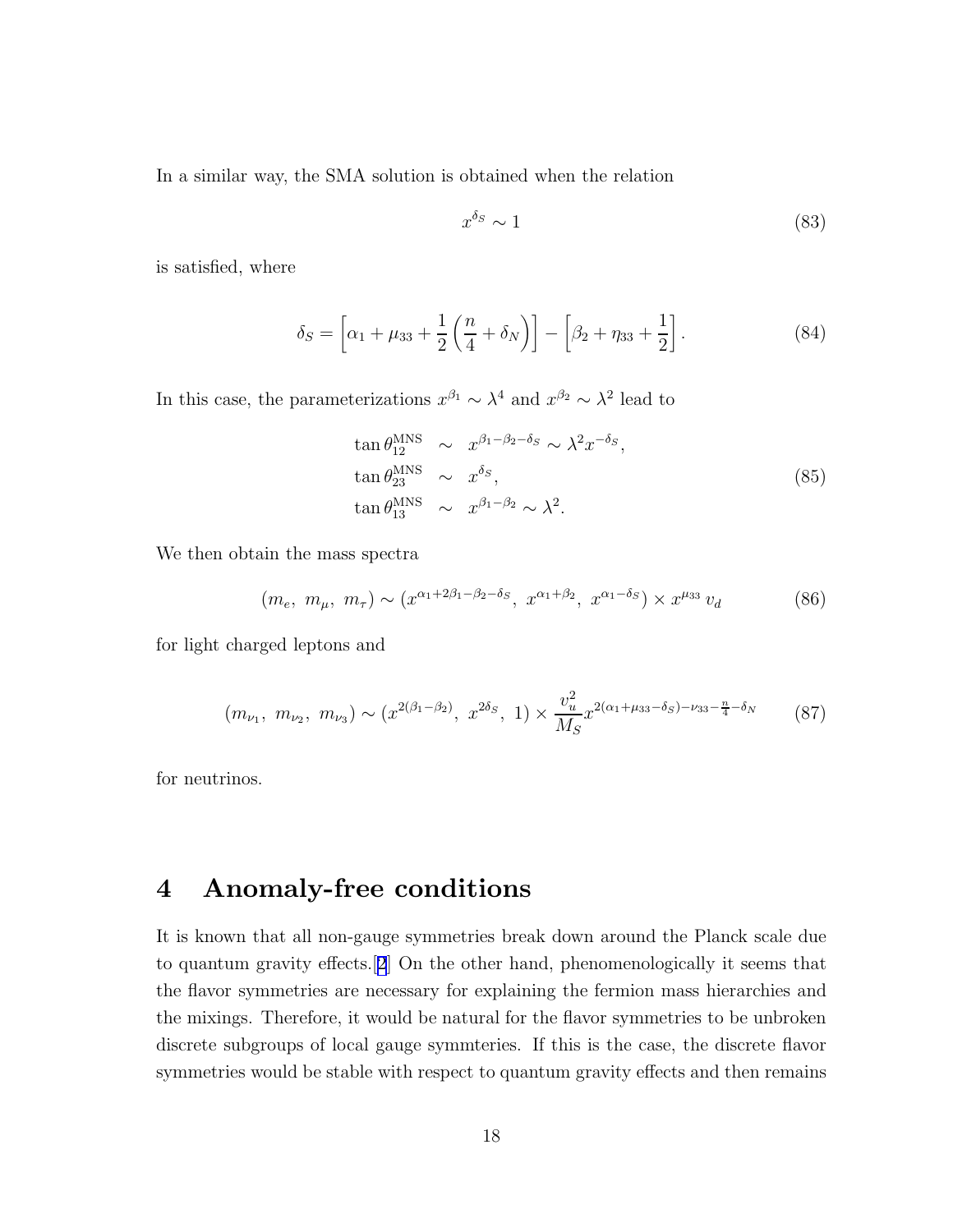In a similar way, the SMA solution is obtained when the relation

$$x^{\delta_S} \sim 1 \tag{83}$$

is satisfied, where

$$\delta_S = \left[\alpha_1 + \mu_{33} + \frac{1}{2}\left(\frac{n}{4} + \delta_N\right)\right] - \left[\beta_2 + \eta_{33} + \frac{1}{2}\right]. \tag{84}$$

In this case, the parameterizations $x^{\beta_1} \sim \lambda^4$ and $x^{\beta_2} \sim \lambda^2$ lead to

$$\begin{aligned}
\tan\theta_{12}^{\rm MNS} &\sim x^{\beta_1 - \beta_2 - \delta_S} \sim \lambda^2 x^{-\delta_S}, \\
\tan\theta_{23}^{\rm MNS} &\sim x^{\delta_S}, \\
\tan\theta_{13}^{\rm MNS} &\sim x^{\beta_1 - \beta_2} \sim \lambda^2.
\end{aligned} \tag{85}$$

We then obtain the mass spectra

$$(m_e,\ m_\mu,\ m_\tau) \sim (x^{\alpha_1 + 2\beta_1 - \beta_2 - \delta_S},\ x^{\alpha_1 + \beta_2},\ x^{\alpha_1 - \delta_S}) \times x^{\mu_{33}}\, v_d \tag{86}$$

for light charged leptons and

$$(m_{\nu_1},\ m_{\nu_2},\ m_{\nu_3}) \sim (x^{2(\beta_1 - \beta_2)},\ x^{2\delta_S},\ 1) \times \frac{v_u^2}{M_S} x^{2(\alpha_1 + \mu_{33} - \delta_S) - \nu_{33} - \frac{n}{4} - \delta_N} \tag{87}$$

for neutrinos.

# 4 Anomaly-free conditions

It is known that all non-gauge symmetries break down around the Planck scale due to quantum gravity effects.[2] On the other hand, phenomenologically it seems that the flavor symmetries are necessary for explaining the fermion mass hierarchies and the mixings. Therefore, it would be natural for the flavor symmetries to be unbroken discrete subgroups of local gauge symmteries. If this is the case, the discrete flavor symmetries would be stable with respect to quantum gravity effects and then remains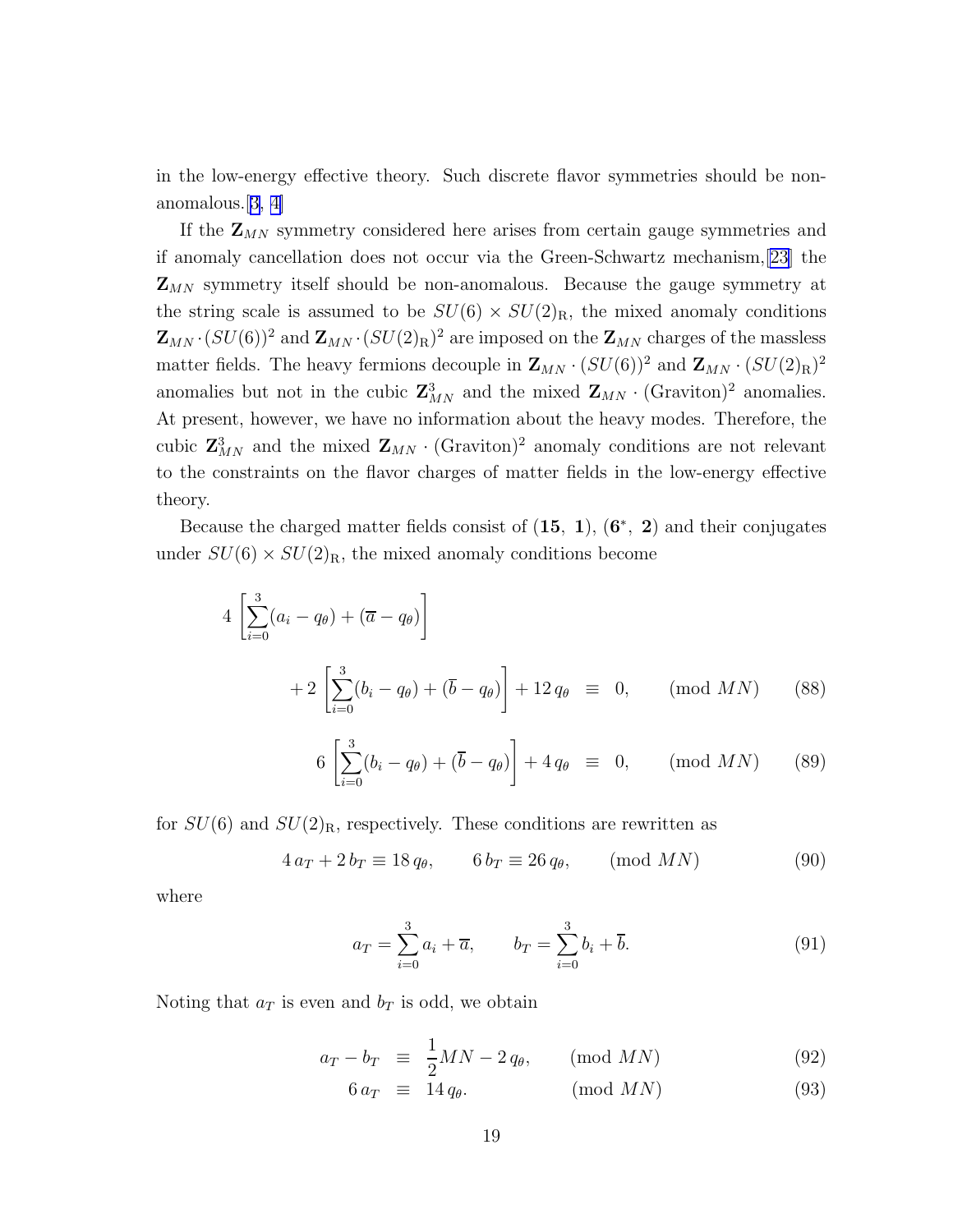in the low-energy effective theory. Such discrete flavor symmetries should be non-anomalous.[3, 4]

If the $\mathbf{Z}_{MN}$ symmetry considered here arises from certain gauge symmetries and if anomaly cancellation does not occur via the Green-Schwartz mechanism,[23] the $\mathbf{Z}_{MN}$ symmetry itself should be non-anomalous. Because the gauge symmetry at the string scale is assumed to be $SU(6) \times SU(2)_{\rm R}$, the mixed anomaly conditions $\mathbf{Z}_{MN} \cdot (SU(6))^2$ and $\mathbf{Z}_{MN} \cdot (SU(2)_{\rm R})^2$ are imposed on the $\mathbf{Z}_{MN}$ charges of the massless matter fields. The heavy fermions decouple in $\mathbf{Z}_{MN} \cdot (SU(6))^2$ and $\mathbf{Z}_{MN} \cdot (SU(2)_{\rm R})^2$ anomalies but not in the cubic $\mathbf{Z}_{MN}^3$ and the mixed $\mathbf{Z}_{MN} \cdot (\text{Graviton})^2$ anomalies. At present, however, we have no information about the heavy modes. Therefore, the cubic $\mathbf{Z}_{MN}^3$ and the mixed $\mathbf{Z}_{MN} \cdot (\text{Graviton})^2$ anomaly conditions are not relevant to the constraints on the flavor charges of matter fields in the low-energy effective theory.

Because the charged matter fields consist of $(\mathbf{15},\ \mathbf{1})$, $(\mathbf{6}^*,\ \mathbf{2})$ and their conjugates under $SU(6) \times SU(2)_{\rm R}$, the mixed anomaly conditions become

$$4 \left[ \sum_{i=0}^{3} (a_i - q_\theta) + (\overline{a} - q_\theta) \right] + 2 \left[ \sum_{i=0}^{3} (b_i - q_\theta) + (\overline{b} - q_\theta) \right] + 12\, q_\theta \ \equiv\ 0, \qquad (\text{mod } MN) \qquad (88)$$

$$6 \left[ \sum_{i=0}^{3} (b_i - q_\theta) + (\overline{b} - q_\theta) \right] + 4\, q_\theta \ \equiv\ 0, \qquad (\text{mod } MN) \qquad (89)$$

for $SU(6)$ and $SU(2)_{\rm R}$, respectively. These conditions are rewritten as

$$4\, a_T + 2\, b_T \equiv 18\, q_\theta, \qquad 6\, b_T \equiv 26\, q_\theta, \qquad (\text{mod } MN) \qquad (90)$$

where

$$a_T = \sum_{i=0}^{3} a_i + \overline{a}, \qquad b_T = \sum_{i=0}^{3} b_i + \overline{b}. \qquad (91)$$

Noting that $a_T$ is even and $b_T$ is odd, we obtain

$$a_T - b_T \ \equiv\ \frac{1}{2} MN - 2\, q_\theta, \qquad (\text{mod } MN) \qquad (92)$$

$$6\, a_T \ \equiv\ 14\, q_\theta. \qquad (\text{mod } MN) \qquad (93)$$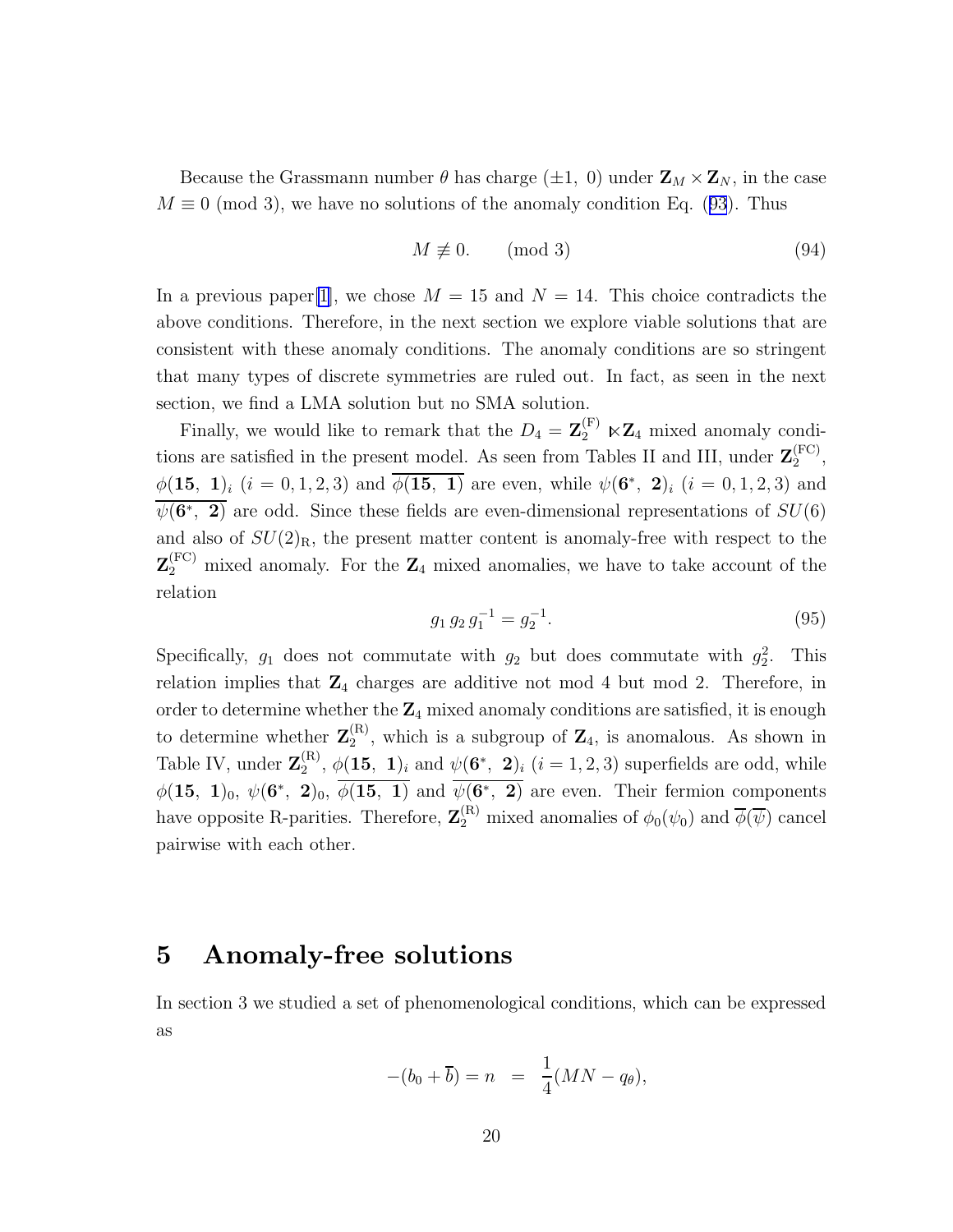Because the Grassmann number $\theta$ has charge $(\pm1,\ 0)$ under $\mathbf{Z}_M \times \mathbf{Z}_N$, in the case $M \equiv 0 \pmod 3$, we have no solutions of the anomaly condition Eq. (93). Thus

$$M \not\equiv 0. \qquad (\text{mod } 3) \tag{94}$$

In a previous paper[1], we chose $M = 15$ and $N = 14$. This choice contradicts the above conditions. Therefore, in the next section we explore viable solutions that are consistent with these anomaly conditions. The anomaly conditions are so stringent that many types of discrete symmetries are ruled out. In fact, as seen in the next section, we find a LMA solution but no SMA solution.

Finally, we would like to remark that the $D_4 = \mathbf{Z}_2^{(\mathrm{F})} \ltimes \mathbf{Z}_4$ mixed anomaly conditions are satisfied in the present model. As seen from Tables II and III, under $\mathbf{Z}_2^{(\mathrm{FC})}$, $\phi(\mathbf{15},\ \mathbf{1})_i$ $(i = 0, 1, 2, 3)$ and $\overline{\phi(\mathbf{15},\ \mathbf{1})}$ are even, while $\psi(\mathbf{6}^*,\ \mathbf{2})_i$ $(i = 0, 1, 2, 3)$ and $\overline{\psi(\mathbf{6}^*,\ \mathbf{2})}$ are odd. Since these fields are even-dimensional representations of $SU(6)$ and also of $SU(2)_{\mathrm{R}}$, the present matter content is anomaly-free with respect to the $\mathbf{Z}_2^{(\mathrm{FC})}$ mixed anomaly. For the $\mathbf{Z}_4$ mixed anomalies, we have to take account of the relation

$$g_1\, g_2\, g_1^{-1} = g_2^{-1}. \tag{95}$$

Specifically, $g_1$ does not commutate with $g_2$ but does commutate with $g_2^2$. This relation implies that $\mathbf{Z}_4$ charges are additive not mod 4 but mod 2. Therefore, in order to determine whether the $\mathbf{Z}_4$ mixed anomaly conditions are satisfied, it is enough to determine whether $\mathbf{Z}_2^{(\mathrm{R})}$, which is a subgroup of $\mathbf{Z}_4$, is anomalous. As shown in Table IV, under $\mathbf{Z}_2^{(\mathrm{R})}$, $\phi(\mathbf{15},\ \mathbf{1})_i$ and $\psi(\mathbf{6}^*,\ \mathbf{2})_i$ $(i = 1, 2, 3)$ superfields are odd, while $\phi(\mathbf{15},\ \mathbf{1})_0$, $\psi(\mathbf{6}^*,\ \mathbf{2})_0$, $\overline{\phi(\mathbf{15},\ \mathbf{1})}$ and $\overline{\psi(\mathbf{6}^*,\ \mathbf{2})}$ are even. Their fermion components have opposite R-parities. Therefore, $\mathbf{Z}_2^{(\mathrm{R})}$ mixed anomalies of $\phi_0(\psi_0)$ and $\overline{\phi}(\overline{\psi})$ cancel pairwise with each other.

# 5 Anomaly-free solutions

In section 3 we studied a set of phenomenological conditions, which can be expressed as

$$-(b_0 + \overline{b}) = n \;\; = \;\; \frac{1}{4}(MN - q_\theta),$$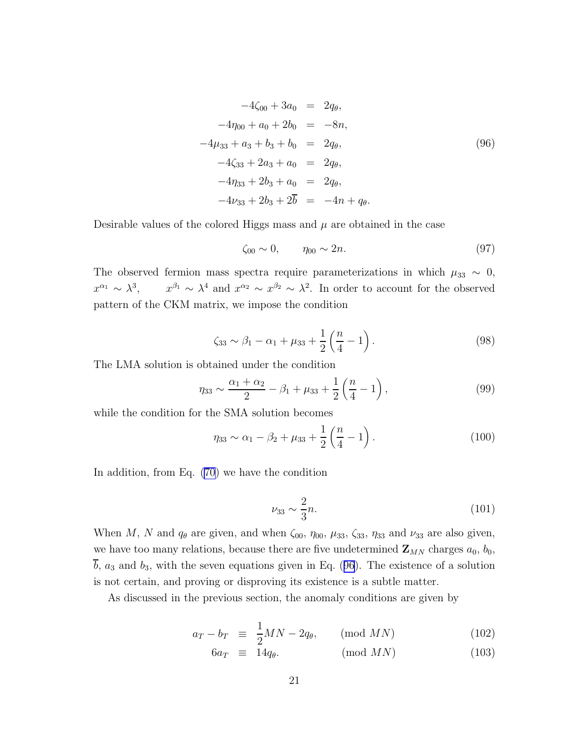$$
\begin{aligned}
-4\zeta_{00} + 3a_0 &= 2q_\theta, \\
-4\eta_{00} + a_0 + 2b_0 &= -8n, \\
-4\mu_{33} + a_3 + b_3 + b_0 &= 2q_\theta, \\
-4\zeta_{33} + 2a_3 + a_0 &= 2q_\theta, \\
-4\eta_{33} + 2b_3 + a_0 &= 2q_\theta, \\
-4\nu_{33} + 2b_3 + 2\overline{b} &= -4n + q_\theta.
\end{aligned}
\tag{96}
$$

Desirable values of the colored Higgs mass and $\mu$ are obtained in the case

$$
\zeta_{00} \sim 0, \qquad \eta_{00} \sim 2n. \tag{97}
$$

The observed fermion mass spectra require parameterizations in which $\mu_{33} \sim 0$, $x^{\alpha_1} \sim \lambda^3$, $\quad x^{\beta_1} \sim \lambda^4$ and $x^{\alpha_2} \sim x^{\beta_2} \sim \lambda^2$. In order to account for the observed pattern of the CKM matrix, we impose the condition

$$
\zeta_{33} \sim \beta_1 - \alpha_1 + \mu_{33} + \frac{1}{2}\left(\frac{n}{4} - 1\right). \tag{98}
$$

The LMA solution is obtained under the condition

$$
\eta_{33} \sim \frac{\alpha_1 + \alpha_2}{2} - \beta_1 + \mu_{33} + \frac{1}{2}\left(\frac{n}{4} - 1\right), \tag{99}
$$

while the condition for the SMA solution becomes

$$
\eta_{33} \sim \alpha_1 - \beta_2 + \mu_{33} + \frac{1}{2}\left(\frac{n}{4} - 1\right). \tag{100}
$$

In addition, from Eq. (70) we have the condition

$$
\nu_{33} \sim \frac{2}{3}n. \tag{101}
$$

When $M$, $N$ and $q_\theta$ are given, and when $\zeta_{00}$, $\eta_{00}$, $\mu_{33}$, $\zeta_{33}$, $\eta_{33}$ and $\nu_{33}$ are also given, we have too many relations, because there are five undetermined $\mathbf{Z}_{MN}$ charges $a_0$, $b_0$, $\overline{b}$, $a_3$ and $b_3$, with the seven equations given in Eq. (96). The existence of a solution is not certain, and proving or disproving its existence is a subtle matter.

As discussed in the previous section, the anomaly conditions are given by

$$
a_T - b_T \equiv \frac{1}{2}MN - 2q_\theta, \qquad (\text{mod } MN) \tag{102}
$$

$$
6a_T \equiv 14q_\theta. \qquad (\text{mod } MN) \tag{103}
$$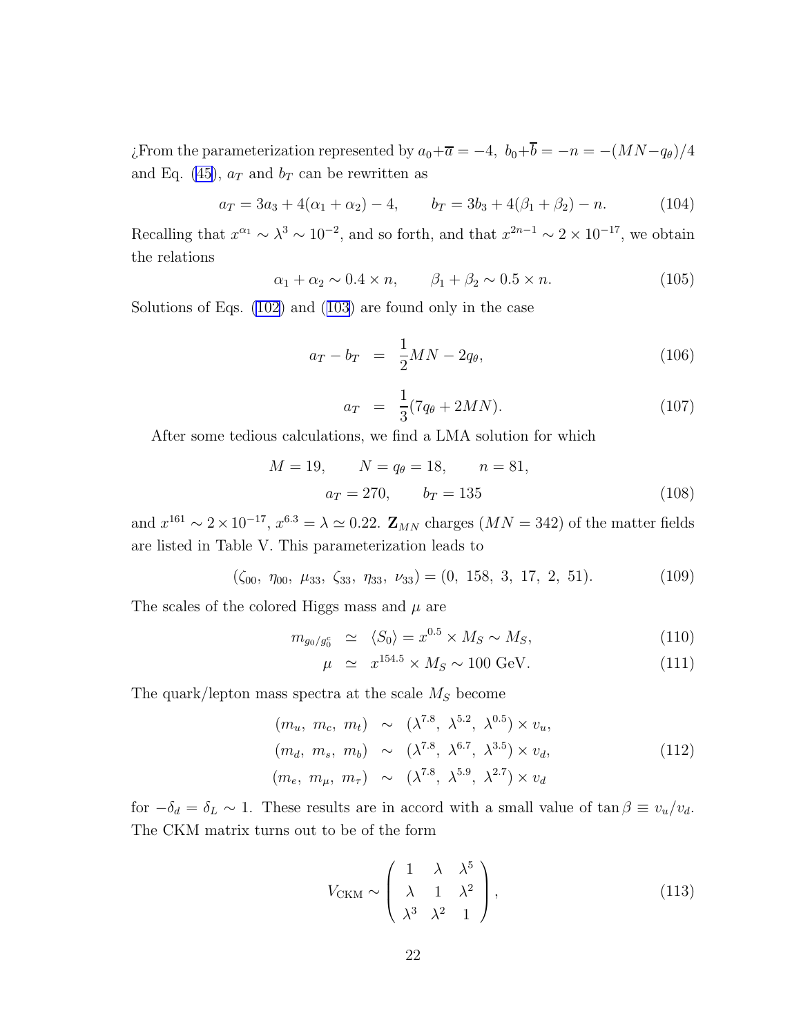¿From the parameterization represented by $a_0+\overline{a} = -4,\ b_0+\overline{b} = -n = -(MN-q_\theta)/4$ and Eq. (45), $a_T$ and $b_T$ can be rewritten as

$$a_T = 3a_3 + 4(\alpha_1+\alpha_2) - 4, \qquad b_T = 3b_3 + 4(\beta_1+\beta_2) - n. \tag{104}$$

Recalling that $x^{\alpha_1} \sim \lambda^3 \sim 10^{-2}$, and so forth, and that $x^{2n-1} \sim 2\times 10^{-17}$, we obtain the relations

$$\alpha_1+\alpha_2 \sim 0.4\times n, \qquad \beta_1+\beta_2 \sim 0.5\times n. \tag{105}$$

Solutions of Eqs. (102) and (103) are found only in the case

$$a_T - b_T \;=\; \frac{1}{2}MN - 2q_\theta, \tag{106}$$

$$a_T \;=\; \frac{1}{3}(7q_\theta + 2MN). \tag{107}$$

After some tedious calculations, we find a LMA solution for which

$$M=19, \qquad N=q_\theta=18, \qquad n=81,$$
$$a_T=270, \qquad b_T=135 \tag{108}$$

and $x^{161} \sim 2\times 10^{-17}$, $x^{6.3} = \lambda \simeq 0.22$. $\mathbf{Z}_{MN}$ charges ($MN=342$) of the matter fields are listed in Table V. This parameterization leads to

$$(\zeta_{00},\ \eta_{00},\ \mu_{33},\ \zeta_{33},\ \eta_{33},\ \nu_{33}) = (0,\ 158,\ 3,\ 17,\ 2,\ 51). \tag{109}$$

The scales of the colored Higgs mass and $\mu$ are

$$m_{g_0/g_0^c} \;\simeq\; \langle S_0\rangle = x^{0.5}\times M_S \sim M_S, \tag{110}$$

$$\mu \;\simeq\; x^{154.5}\times M_S \sim 100 \text{ GeV}. \tag{111}$$

The quark/lepton mass spectra at the scale $M_S$ become

$$\begin{aligned}
(m_u,\ m_c,\ m_t) &\sim (\lambda^{7.8},\ \lambda^{5.2},\ \lambda^{0.5})\times v_u,\\
(m_d,\ m_s,\ m_b) &\sim (\lambda^{7.8},\ \lambda^{6.7},\ \lambda^{3.5})\times v_d,\\
(m_e,\ m_\mu,\ m_\tau) &\sim (\lambda^{7.8},\ \lambda^{5.9},\ \lambda^{2.7})\times v_d
\end{aligned} \tag{112}$$

for $-\delta_d = \delta_L \sim 1$. These results are in accord with a small value of $\tan\beta \equiv v_u/v_d$. The CKM matrix turns out to be of the form

$$V_{\rm CKM} \sim \begin{pmatrix} 1 & \lambda & \lambda^5 \\ \lambda & 1 & \lambda^2 \\ \lambda^3 & \lambda^2 & 1 \end{pmatrix}, \tag{113}$$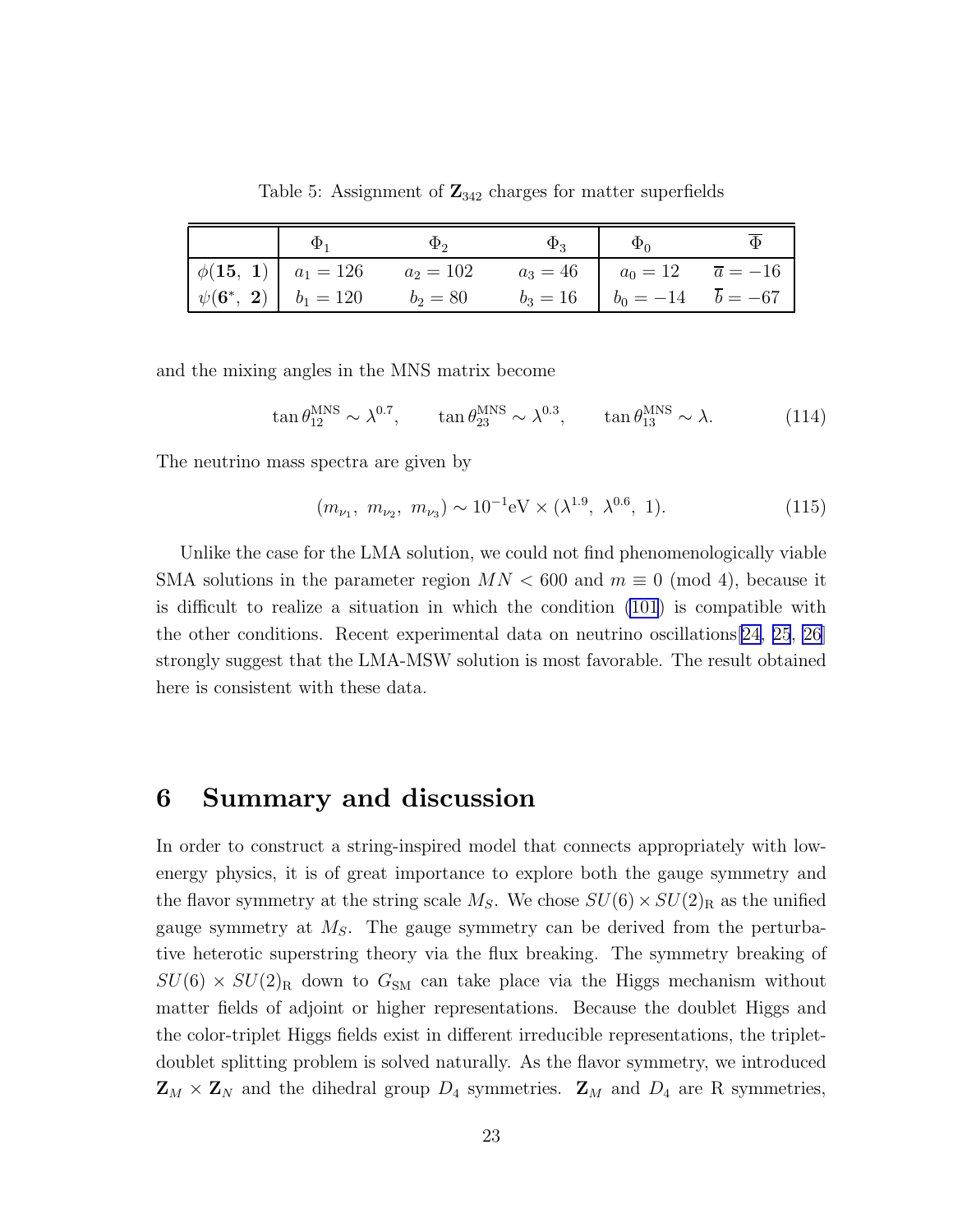Table 5: Assignment of $\mathbf{Z}_{342}$ charges for matter superfields

| | $\Phi_1$ | $\Phi_2$ | $\Phi_3$ | $\Phi_0$ | $\overline{\Phi}$ |
|---|---|---|---|---|---|
| $\phi(\mathbf{15},\ \mathbf{1})$ | $a_1 = 126$ | $a_2 = 102$ | $a_3 = 46$ | $a_0 = 12$ | $\overline{a} = -16$ |
| $\psi(\mathbf{6}^*,\ \mathbf{2})$ | $b_1 = 120$ | $b_2 = 80$ | $b_3 = 16$ | $b_0 = -14$ | $\overline{b} = -67$ |

and the mixing angles in the MNS matrix become

$$\tan\theta_{12}^{\rm MNS} \sim \lambda^{0.7}, \qquad \tan\theta_{23}^{\rm MNS} \sim \lambda^{0.3}, \qquad \tan\theta_{13}^{\rm MNS} \sim \lambda. \tag{114}$$

The neutrino mass spectra are given by

$$(m_{\nu_1},\ m_{\nu_2},\ m_{\nu_3}) \sim 10^{-1}{\rm eV} \times (\lambda^{1.9},\ \lambda^{0.6},\ 1). \tag{115}$$

Unlike the case for the LMA solution, we could not find phenomenologically viable SMA solutions in the parameter region $MN < 600$ and $m \equiv 0 \pmod 4$, because it is difficult to realize a situation in which the condition (101) is compatible with the other conditions. Recent experimental data on neutrino oscillations[24, 25, 26] strongly suggest that the LMA-MSW solution is most favorable. The result obtained here is consistent with these data.

# 6 Summary and discussion

In order to construct a string-inspired model that connects appropriately with low-energy physics, it is of great importance to explore both the gauge symmetry and the flavor symmetry at the string scale $M_S$. We chose $SU(6) \times SU(2)_{\rm R}$ as the unified gauge symmetry at $M_S$. The gauge symmetry can be derived from the perturbative heterotic superstring theory via the flux breaking. The symmetry breaking of $SU(6) \times SU(2)_{\rm R}$ down to $G_{\rm SM}$ can take place via the Higgs mechanism without matter fields of adjoint or higher representations. Because the doublet Higgs and the color-triplet Higgs fields exist in different irreducible representations, the triplet-doublet splitting problem is solved naturally. As the flavor symmetry, we introduced $\mathbf{Z}_M \times \mathbf{Z}_N$ and the dihedral group $D_4$ symmetries. $\mathbf{Z}_M$ and $D_4$ are R symmetries,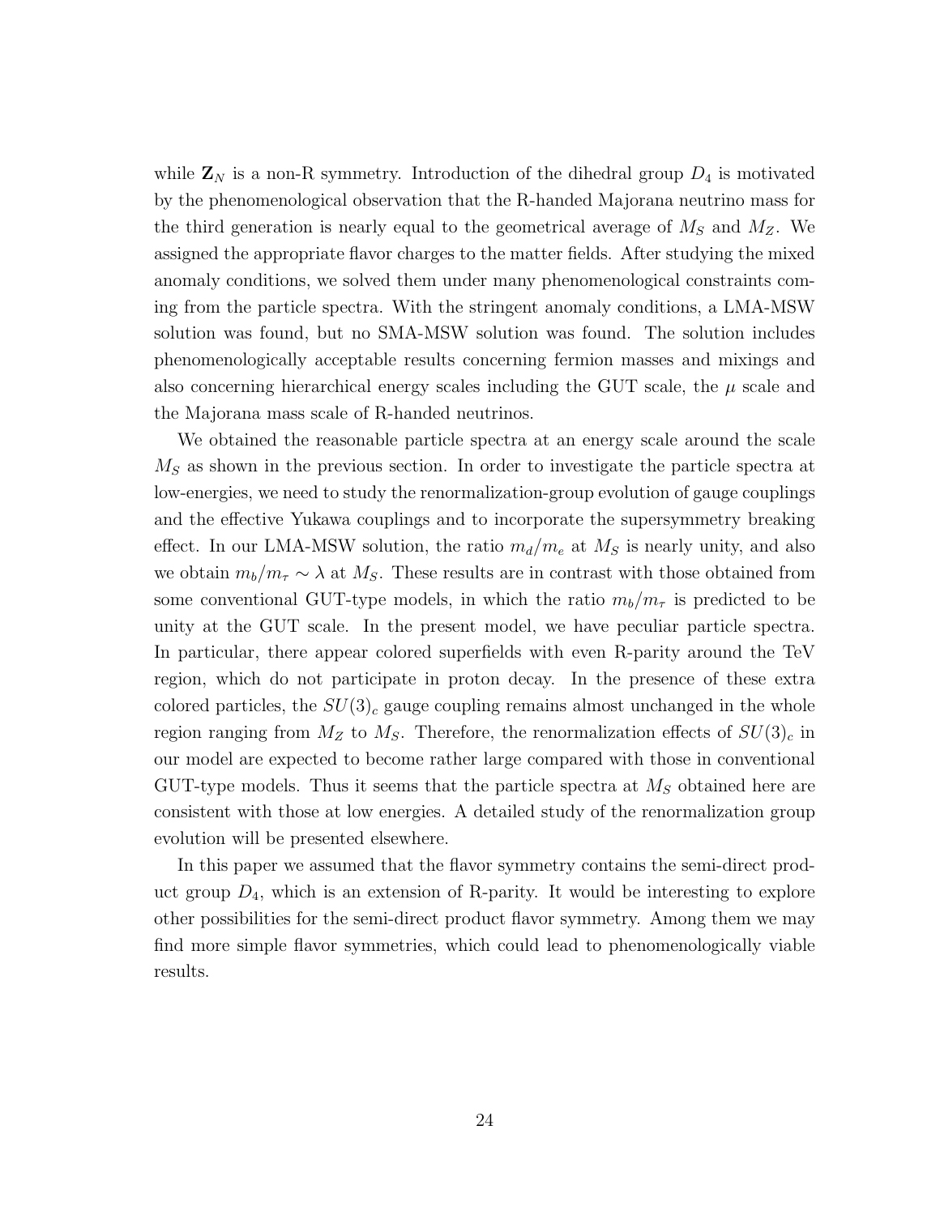while $\mathbf{Z}_N$ is a non-R symmetry. Introduction of the dihedral group $D_4$ is motivated by the phenomenological observation that the R-handed Majorana neutrino mass for the third generation is nearly equal to the geometrical average of $M_S$ and $M_Z$. We assigned the appropriate flavor charges to the matter fields. After studying the mixed anomaly conditions, we solved them under many phenomenological constraints coming from the particle spectra. With the stringent anomaly conditions, a LMA-MSW solution was found, but no SMA-MSW solution was found. The solution includes phenomenologically acceptable results concerning fermion masses and mixings and also concerning hierarchical energy scales including the GUT scale, the $\mu$ scale and the Majorana mass scale of R-handed neutrinos.

We obtained the reasonable particle spectra at an energy scale around the scale $M_S$ as shown in the previous section. In order to investigate the particle spectra at low-energies, we need to study the renormalization-group evolution of gauge couplings and the effective Yukawa couplings and to incorporate the supersymmetry breaking effect. In our LMA-MSW solution, the ratio $m_d/m_e$ at $M_S$ is nearly unity, and also we obtain $m_b/m_\tau \sim \lambda$ at $M_S$. These results are in contrast with those obtained from some conventional GUT-type models, in which the ratio $m_b/m_\tau$ is predicted to be unity at the GUT scale. In the present model, we have peculiar particle spectra. In particular, there appear colored superfields with even R-parity around the TeV region, which do not participate in proton decay. In the presence of these extra colored particles, the $SU(3)_c$ gauge coupling remains almost unchanged in the whole region ranging from $M_Z$ to $M_S$. Therefore, the renormalization effects of $SU(3)_c$ in our model are expected to become rather large compared with those in conventional GUT-type models. Thus it seems that the particle spectra at $M_S$ obtained here are consistent with those at low energies. A detailed study of the renormalization group evolution will be presented elsewhere.

In this paper we assumed that the flavor symmetry contains the semi-direct product group $D_4$, which is an extension of R-parity. It would be interesting to explore other possibilities for the semi-direct product flavor symmetry. Among them we may find more simple flavor symmetries, which could lead to phenomenologically viable results.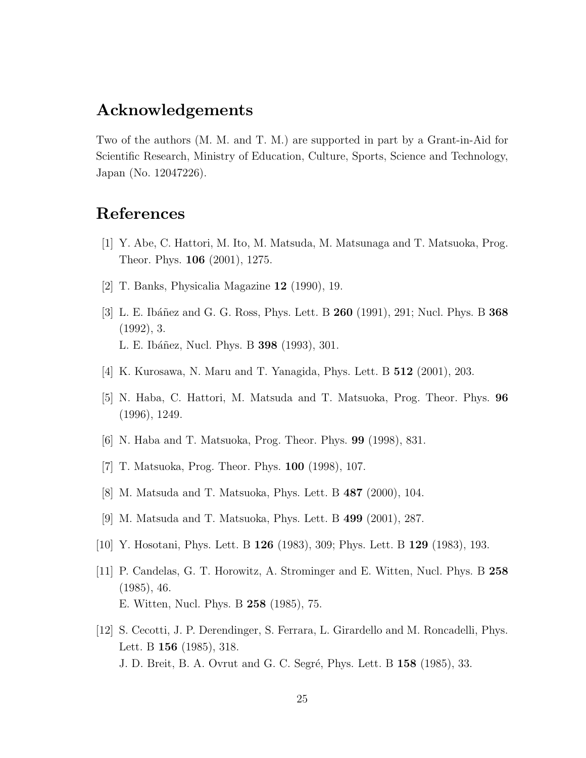## Acknowledgements

Two of the authors (M. M. and T. M.) are supported in part by a Grant-in-Aid for Scientific Research, Ministry of Education, Culture, Sports, Science and Technology, Japan (No. 12047226).

## References

[1] Y. Abe, C. Hattori, M. Ito, M. Matsuda, M. Matsunaga and T. Matsuoka, Prog. Theor. Phys. **106** (2001), 1275.

[2] T. Banks, Physicalia Magazine **12** (1990), 19.

[3] L. E. Ibáñez and G. G. Ross, Phys. Lett. B **260** (1991), 291; Nucl. Phys. B **368** (1992), 3.
L. E. Ibáñez, Nucl. Phys. B **398** (1993), 301.

[4] K. Kurosawa, N. Maru and T. Yanagida, Phys. Lett. B **512** (2001), 203.

[5] N. Haba, C. Hattori, M. Matsuda and T. Matsuoka, Prog. Theor. Phys. **96** (1996), 1249.

[6] N. Haba and T. Matsuoka, Prog. Theor. Phys. **99** (1998), 831.

[7] T. Matsuoka, Prog. Theor. Phys. **100** (1998), 107.

[8] M. Matsuda and T. Matsuoka, Phys. Lett. B **487** (2000), 104.

[9] M. Matsuda and T. Matsuoka, Phys. Lett. B **499** (2001), 287.

[10] Y. Hosotani, Phys. Lett. B **126** (1983), 309; Phys. Lett. B **129** (1983), 193.

[11] P. Candelas, G. T. Horowitz, A. Strominger and E. Witten, Nucl. Phys. B **258** (1985), 46.
E. Witten, Nucl. Phys. B **258** (1985), 75.

[12] S. Cecotti, J. P. Derendinger, S. Ferrara, L. Girardello and M. Roncadelli, Phys. Lett. B **156** (1985), 318.
J. D. Breit, B. A. Ovrut and G. C. Segré, Phys. Lett. B **158** (1985), 33.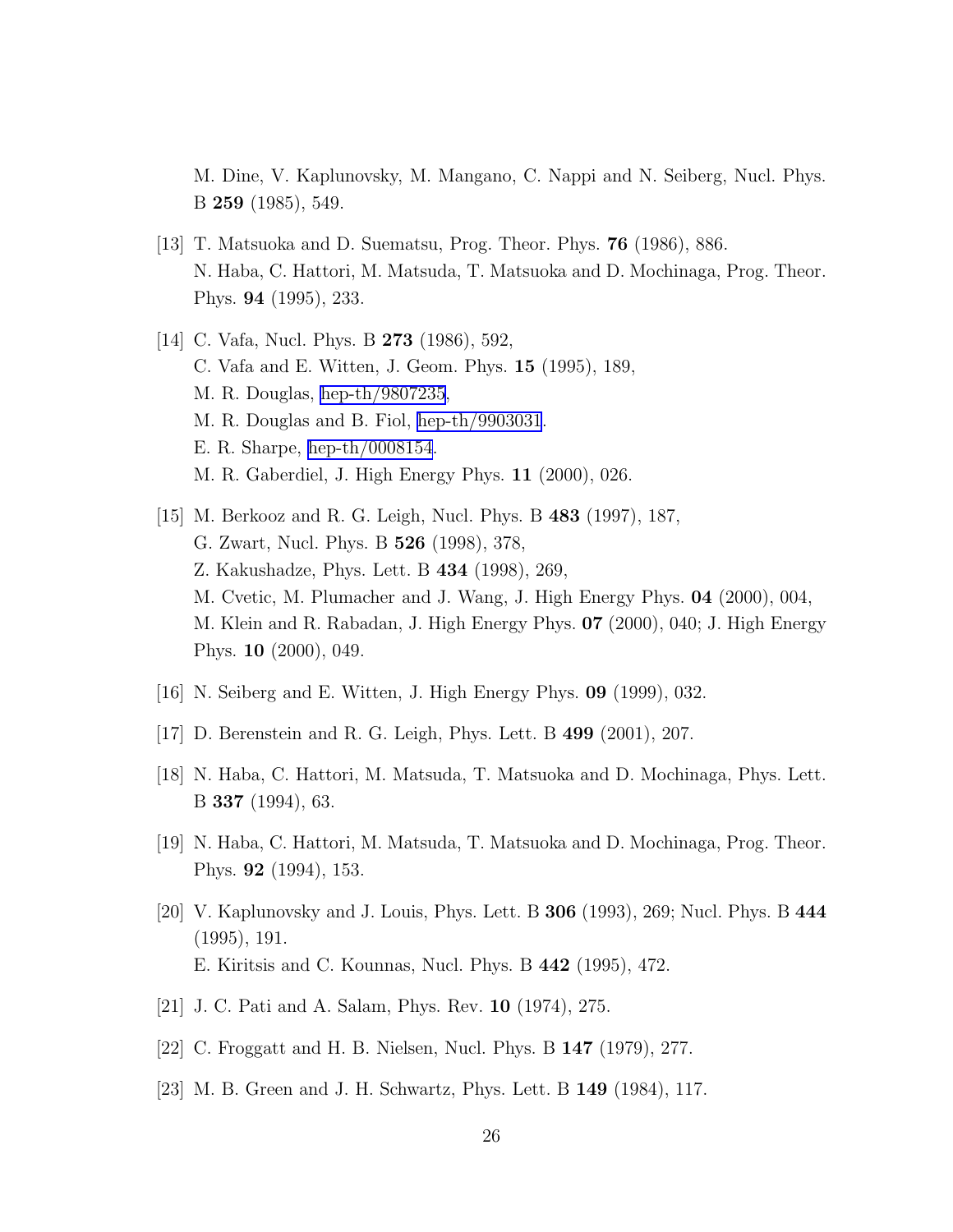M. Dine, V. Kaplunovsky, M. Mangano, C. Nappi and N. Seiberg, Nucl. Phys. B **259** (1985), 549.

[13] T. Matsuoka and D. Suematsu, Prog. Theor. Phys. **76** (1986), 886.
N. Haba, C. Hattori, M. Matsuda, T. Matsuoka and D. Mochinaga, Prog. Theor. Phys. **94** (1995), 233.

[14] C. Vafa, Nucl. Phys. B **273** (1986), 592,
C. Vafa and E. Witten, J. Geom. Phys. **15** (1995), 189,
M. R. Douglas, hep-th/9807235,
M. R. Douglas and B. Fiol, hep-th/9903031.
E. R. Sharpe, hep-th/0008154.
M. R. Gaberdiel, J. High Energy Phys. **11** (2000), 026.

[15] M. Berkooz and R. G. Leigh, Nucl. Phys. B **483** (1997), 187,
G. Zwart, Nucl. Phys. B **526** (1998), 378,
Z. Kakushadze, Phys. Lett. B **434** (1998), 269,
M. Cvetic, M. Plumacher and J. Wang, J. High Energy Phys. **04** (2000), 004,
M. Klein and R. Rabadan, J. High Energy Phys. **07** (2000), 040; J. High Energy Phys. **10** (2000), 049.

[16] N. Seiberg and E. Witten, J. High Energy Phys. **09** (1999), 032.

[17] D. Berenstein and R. G. Leigh, Phys. Lett. B **499** (2001), 207.

[18] N. Haba, C. Hattori, M. Matsuda, T. Matsuoka and D. Mochinaga, Phys. Lett. B **337** (1994), 63.

[19] N. Haba, C. Hattori, M. Matsuda, T. Matsuoka and D. Mochinaga, Prog. Theor. Phys. **92** (1994), 153.

[20] V. Kaplunovsky and J. Louis, Phys. Lett. B **306** (1993), 269; Nucl. Phys. B **444** (1995), 191.
E. Kiritsis and C. Kounnas, Nucl. Phys. B **442** (1995), 472.

[21] J. C. Pati and A. Salam, Phys. Rev. **10** (1974), 275.

[22] C. Froggatt and H. B. Nielsen, Nucl. Phys. B **147** (1979), 277.

[23] M. B. Green and J. H. Schwartz, Phys. Lett. B **149** (1984), 117.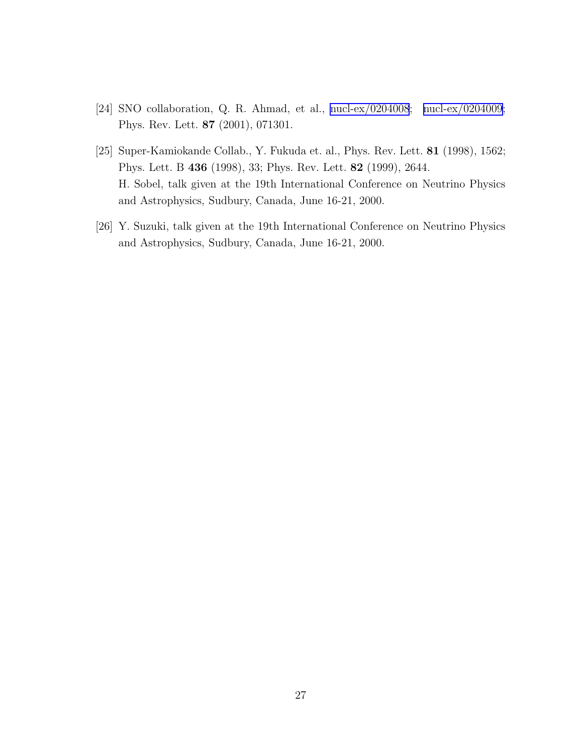[24] SNO collaboration, Q. R. Ahmad, et al., nucl-ex/0204008; nucl-ex/0204009; Phys. Rev. Lett. **87** (2001), 071301.

[25] Super-Kamiokande Collab., Y. Fukuda et. al., Phys. Rev. Lett. **81** (1998), 1562; Phys. Lett. B **436** (1998), 33; Phys. Rev. Lett. **82** (1999), 2644.
H. Sobel, talk given at the 19th International Conference on Neutrino Physics and Astrophysics, Sudbury, Canada, June 16-21, 2000.

[26] Y. Suzuki, talk given at the 19th International Conference on Neutrino Physics and Astrophysics, Sudbury, Canada, June 16-21, 2000.